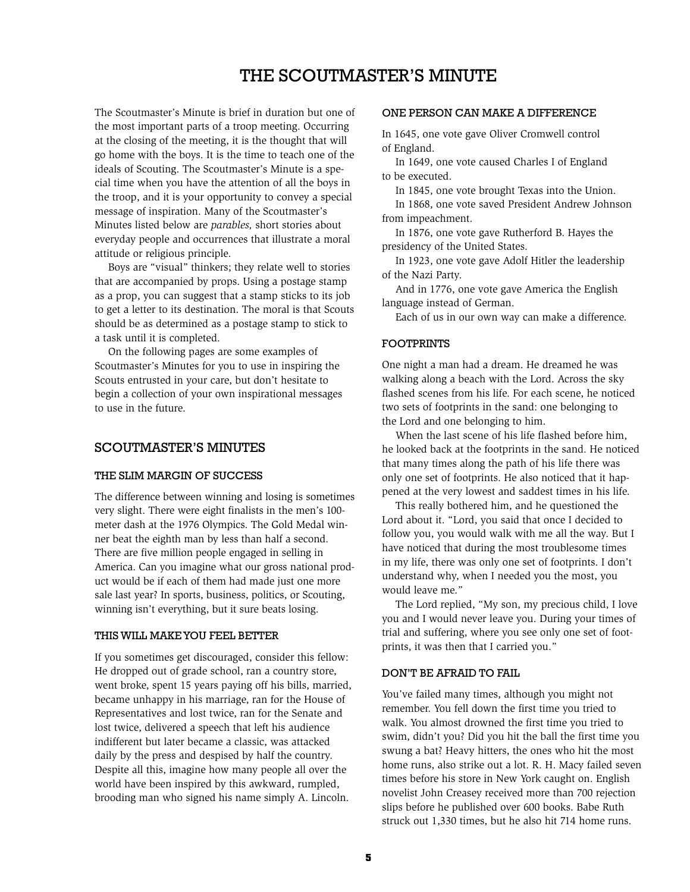# THE SCOUTMASTER'S MINUTE

The Scoutmaster's Minute is brief in duration but one of the most important parts of a troop meeting. Occurring at the closing of the meeting, it is the thought that will go home with the boys. It is the time to teach one of the ideals of Scouting. The Scoutmaster's Minute is a special time when you have the attention of all the boys in the troop, and it is your opportunity to convey a special message of inspiration. Many of the Scoutmaster's Minutes listed below are *parables,* short stories about everyday people and occurrences that illustrate a moral attitude or religious principle.

Boys are "visual" thinkers; they relate well to stories that are accompanied by props. Using a postage stamp as a prop, you can suggest that a stamp sticks to its job to get a letter to its destination. The moral is that Scouts should be as determined as a postage stamp to stick to a task until it is completed.

On the following pages are some examples of Scoutmaster's Minutes for you to use in inspiring the Scouts entrusted in your care, but don't hesitate to begin a collection of your own inspirational messages to use in the future.

## SCOUTMASTER'S MINUTES

### THE SLIM MARGIN OF SUCCESS

The difference between winning and losing is sometimes very slight. There were eight finalists in the men's 100-meter dash at the 1976 Olympics. The Gold Medal winner beat the eighth man by less than half a second. There are five million people engaged in selling in America. Can you imagine what our gross national product would be if each of them had made just one more sale last year? In sports, business, politics, or Scouting, winning isn't everything, but it sure beats losing.

### THIS WILL MAKE YOU FEEL BETTER

If you sometimes get discouraged, consider this fellow: He dropped out of grade school, ran a country store, went broke, spent 15 years paying off his bills, married, became unhappy in his marriage, ran for the House of Representatives and lost twice, ran for the Senate and lost twice, delivered a speech that left his audience indifferent but later became a classic, was attacked daily by the press and despised by half the country. Despite all this, imagine how many people all over the world have been inspired by this awkward, rumpled, brooding man who signed his name simply A. Lincoln.

### ONE PERSON CAN MAKE A DIFFERENCE

In 1645, one vote gave Oliver Cromwell control of England.

In 1649, one vote caused Charles I of England to be executed.

In 1845, one vote brought Texas into the Union.

In 1868, one vote saved President Andrew Johnson from impeachment.

In 1876, one vote gave Rutherford B. Hayes the presidency of the United States.

In 1923, one vote gave Adolf Hitler the leadership of the Nazi Party.

And in 1776, one vote gave America the English language instead of German.

Each of us in our own way can make a difference.

### FOOTPRINTS

One night a man had a dream. He dreamed he was walking along a beach with the Lord. Across the sky flashed scenes from his life. For each scene, he noticed two sets of footprints in the sand: one belonging to the Lord and one belonging to him.

When the last scene of his life flashed before him, he looked back at the footprints in the sand. He noticed that many times along the path of his life there was only one set of footprints. He also noticed that it happened at the very lowest and saddest times in his life.

This really bothered him, and he questioned the Lord about it. "Lord, you said that once I decided to follow you, you would walk with me all the way. But I have noticed that during the most troublesome times in my life, there was only one set of footprints. I don't understand why, when I needed you the most, you would leave me."

The Lord replied, "My son, my precious child, I love you and I would never leave you. During your times of trial and suffering, where you see only one set of footprints, it was then that I carried you."

### DON'T BE AFRAID TO FAIL

You've failed many times, although you might not remember. You fell down the first time you tried to walk. You almost drowned the first time you tried to swim, didn't you? Did you hit the ball the first time you swung a bat? Heavy hitters, the ones who hit the most home runs, also strike out a lot. R. H. Macy failed seven times before his store in New York caught on. English novelist John Creasey received more than 700 rejection slips before he published over 600 books. Babe Ruth struck out 1,330 times, but he also hit 714 home runs.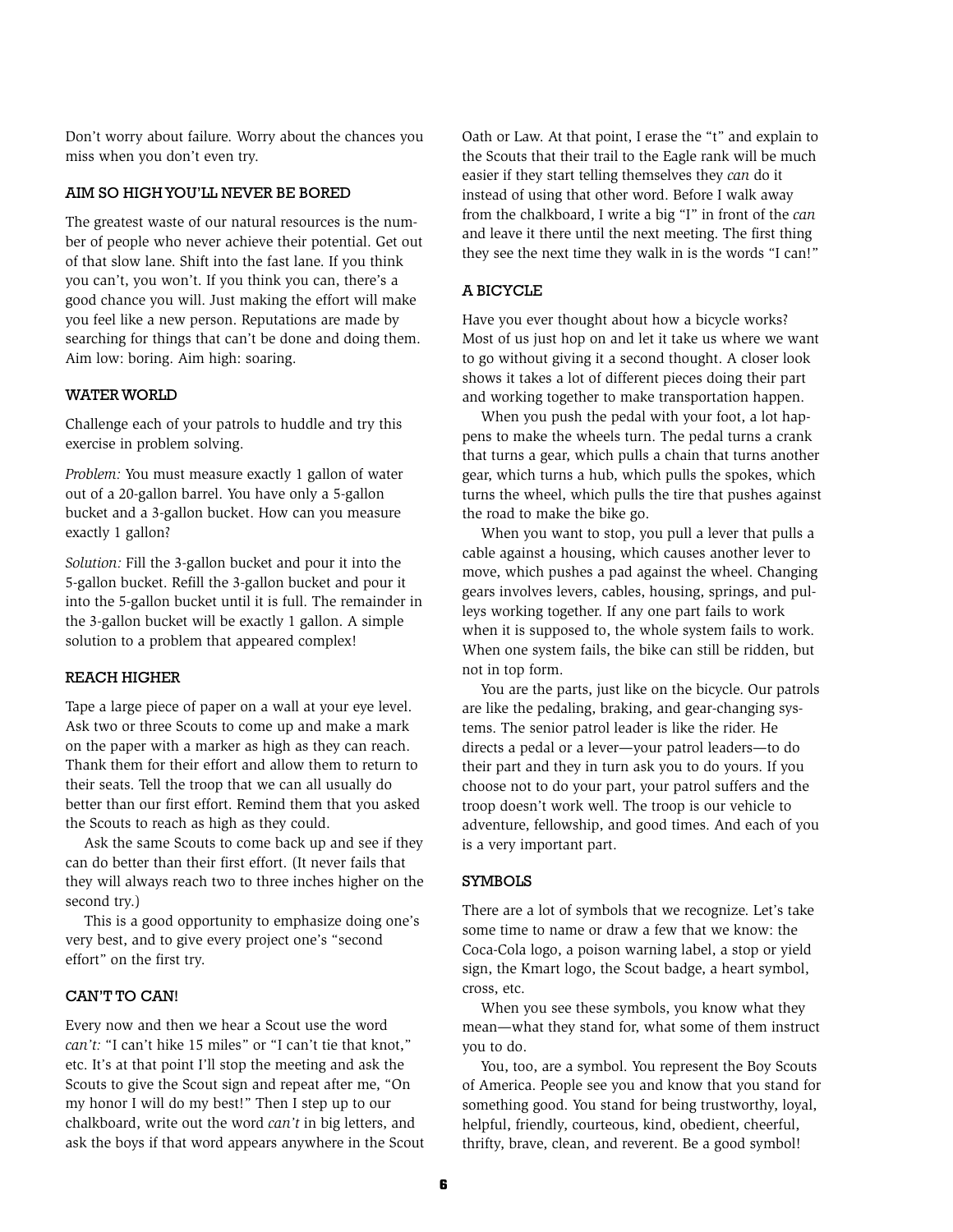Don't worry about failure. Worry about the chances you miss when you don't even try.

### AIM SO HIGH YOU'LL NEVER BE BORED

The greatest waste of our natural resources is the number of people who never achieve their potential. Get out of that slow lane. Shift into the fast lane. If you think you can't, you won't. If you think you can, there's a good chance you will. Just making the effort will make you feel like a new person. Reputations are made by searching for things that can't be done and doing them. Aim low: boring. Aim high: soaring.

### WATER WORLD

Challenge each of your patrols to huddle and try this exercise in problem solving.

*Problem:* You must measure exactly 1 gallon of water out of a 20-gallon barrel. You have only a 5-gallon bucket and a 3-gallon bucket. How can you measure exactly 1 gallon?

*Solution:* Fill the 3-gallon bucket and pour it into the 5-gallon bucket. Refill the 3-gallon bucket and pour it into the 5-gallon bucket until it is full. The remainder in the 3-gallon bucket will be exactly 1 gallon. A simple solution to a problem that appeared complex!

### REACH HIGHER

Tape a large piece of paper on a wall at your eye level. Ask two or three Scouts to come up and make a mark on the paper with a marker as high as they can reach. Thank them for their effort and allow them to return to their seats. Tell the troop that we can all usually do better than our first effort. Remind them that you asked the Scouts to reach as high as they could.

Ask the same Scouts to come back up and see if they can do better than their first effort. (It never fails that they will always reach two to three inches higher on the second try.)

This is a good opportunity to emphasize doing one's very best, and to give every project one's "second effort" on the first try.

### CAN'T TO CAN!

Every now and then we hear a Scout use the word *can't:* "I can't hike 15 miles" or "I can't tie that knot," etc. It's at that point I'll stop the meeting and ask the Scouts to give the Scout sign and repeat after me, "On my honor I will do my best!" Then I step up to our chalkboard, write out the word *can't* in big letters, and ask the boys if that word appears anywhere in the Scout Oath or Law. At that point, I erase the "t" and explain to the Scouts that their trail to the Eagle rank will be much easier if they start telling themselves they *can* do it instead of using that other word. Before I walk away from the chalkboard, I write a big "I" in front of the *can* and leave it there until the next meeting. The first thing they see the next time they walk in is the words "I can!"

### A BICYCLE

Have you ever thought about how a bicycle works? Most of us just hop on and let it take us where we want to go without giving it a second thought. A closer look shows it takes a lot of different pieces doing their part and working together to make transportation happen.

When you push the pedal with your foot, a lot happens to make the wheels turn. The pedal turns a crank that turns a gear, which pulls a chain that turns another gear, which turns a hub, which pulls the spokes, which turns the wheel, which pulls the tire that pushes against the road to make the bike go.

When you want to stop, you pull a lever that pulls a cable against a housing, which causes another lever to move, which pushes a pad against the wheel. Changing gears involves levers, cables, housing, springs, and pulleys working together. If any one part fails to work when it is supposed to, the whole system fails to work. When one system fails, the bike can still be ridden, but not in top form.

You are the parts, just like on the bicycle. Our patrols are like the pedaling, braking, and gear-changing systems. The senior patrol leader is like the rider. He directs a pedal or a lever—your patrol leaders—to do their part and they in turn ask you to do yours. If you choose not to do your part, your patrol suffers and the troop doesn't work well. The troop is our vehicle to adventure, fellowship, and good times. And each of you is a very important part.

### SYMBOLS

There are a lot of symbols that we recognize. Let's take some time to name or draw a few that we know: the Coca-Cola logo, a poison warning label, a stop or yield sign, the Kmart logo, the Scout badge, a heart symbol, cross, etc.

When you see these symbols, you know what they mean—what they stand for, what some of them instruct you to do.

You, too, are a symbol. You represent the Boy Scouts of America. People see you and know that you stand for something good. You stand for being trustworthy, loyal, helpful, friendly, courteous, kind, obedient, cheerful, thrifty, brave, clean, and reverent. Be a good symbol!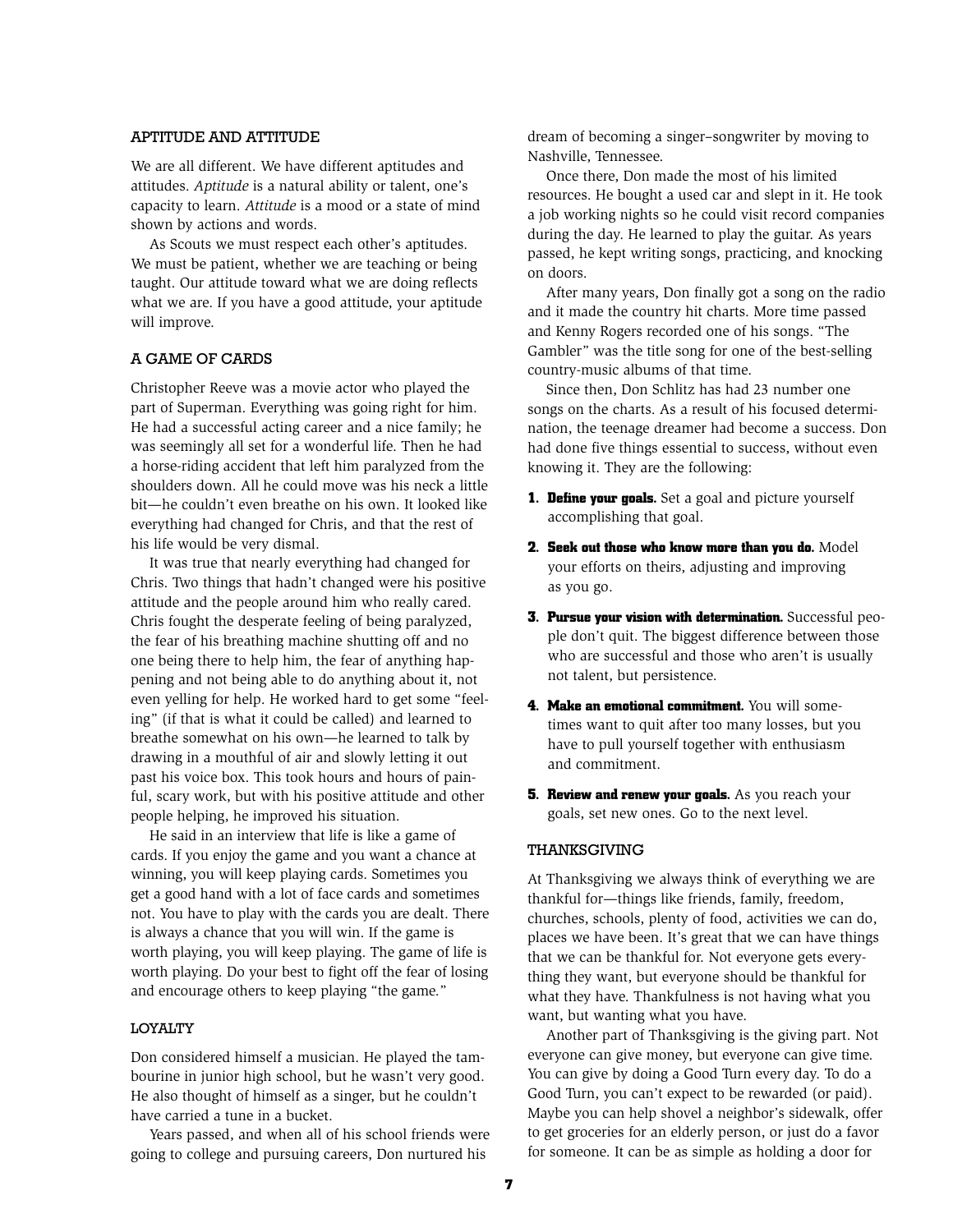## APTITUDE AND ATTITUDE

We are all different. We have different aptitudes and attitudes. *Aptitude* is a natural ability or talent, one's capacity to learn. *Attitude* is a mood or a state of mind shown by actions and words.

As Scouts we must respect each other's aptitudes. We must be patient, whether we are teaching or being taught. Our attitude toward what we are doing reflects what we are. If you have a good attitude, your aptitude will improve.

## A GAME OF CARDS

Christopher Reeve was a movie actor who played the part of Superman. Everything was going right for him. He had a successful acting career and a nice family; he was seemingly all set for a wonderful life. Then he had a horse-riding accident that left him paralyzed from the shoulders down. All he could move was his neck a little bit—he couldn't even breathe on his own. It looked like everything had changed for Chris, and that the rest of his life would be very dismal.

It was true that nearly everything had changed for Chris. Two things that hadn't changed were his positive attitude and the people around him who really cared. Chris fought the desperate feeling of being paralyzed, the fear of his breathing machine shutting off and no one being there to help him, the fear of anything happening and not being able to do anything about it, not even yelling for help. He worked hard to get some "feeling" (if that is what it could be called) and learned to breathe somewhat on his own—he learned to talk by drawing in a mouthful of air and slowly letting it out past his voice box. This took hours and hours of painful, scary work, but with his positive attitude and other people helping, he improved his situation.

He said in an interview that life is like a game of cards. If you enjoy the game and you want a chance at winning, you will keep playing cards. Sometimes you get a good hand with a lot of face cards and sometimes not. You have to play with the cards you are dealt. There is always a chance that you will win. If the game is worth playing, you will keep playing. The game of life is worth playing. Do your best to fight off the fear of losing and encourage others to keep playing "the game."

## LOYALTY

Don considered himself a musician. He played the tambourine in junior high school, but he wasn't very good. He also thought of himself as a singer, but he couldn't have carried a tune in a bucket.

Years passed, and when all of his school friends were going to college and pursuing careers, Don nurtured his dream of becoming a singer–songwriter by moving to Nashville, Tennessee.

Once there, Don made the most of his limited resources. He bought a used car and slept in it. He took a job working nights so he could visit record companies during the day. He learned to play the guitar. As years passed, he kept writing songs, practicing, and knocking on doors.

After many years, Don finally got a song on the radio and it made the country hit charts. More time passed and Kenny Rogers recorded one of his songs. "The Gambler" was the title song for one of the best-selling country-music albums of that time.

Since then, Don Schlitz has had 23 number one songs on the charts. As a result of his focused determination, the teenage dreamer had become a success. Don had done five things essential to success, without even knowing it. They are the following:

1. **Define your goals.** Set a goal and picture yourself accomplishing that goal.
2. **Seek out those who know more than you do.** Model your efforts on theirs, adjusting and improving as you go.
3. **Pursue your vision with determination.** Successful people don't quit. The biggest difference between those who are successful and those who aren't is usually not talent, but persistence.
4. **Make an emotional commitment.** You will sometimes want to quit after too many losses, but you have to pull yourself together with enthusiasm and commitment.
5. **Review and renew your goals.** As you reach your goals, set new ones. Go to the next level.

## THANKSGIVING

At Thanksgiving we always think of everything we are thankful for—things like friends, family, freedom, churches, schools, plenty of food, activities we can do, places we have been. It's great that we can have things that we can be thankful for. Not everyone gets everything they want, but everyone should be thankful for what they have. Thankfulness is not having what you want, but wanting what you have.

Another part of Thanksgiving is the giving part. Not everyone can give money, but everyone can give time. You can give by doing a Good Turn every day. To do a Good Turn, you can't expect to be rewarded (or paid). Maybe you can help shovel a neighbor's sidewalk, offer to get groceries for an elderly person, or just do a favor for someone. It can be as simple as holding a door for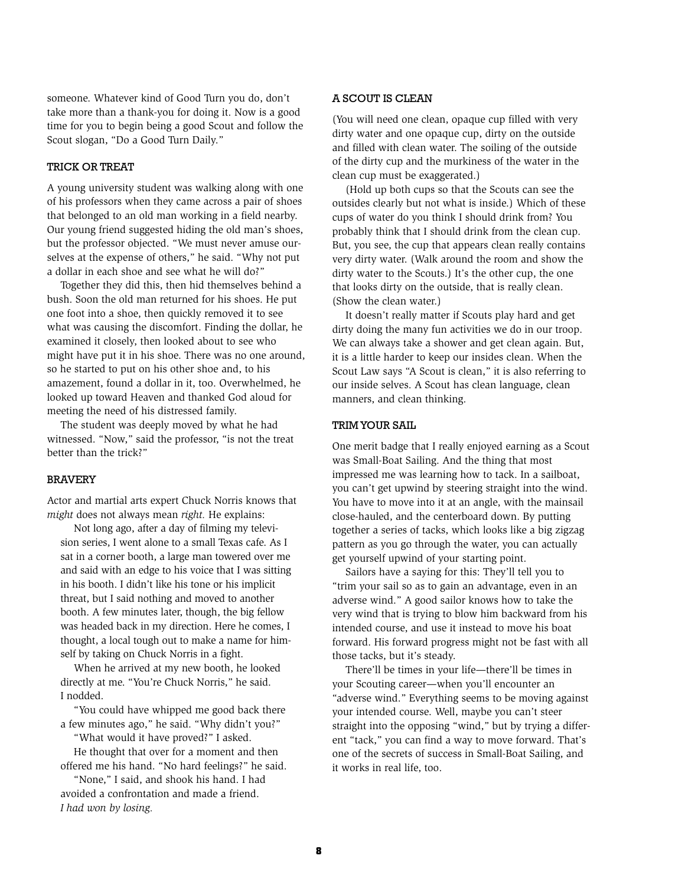someone. Whatever kind of Good Turn you do, don't take more than a thank-you for doing it. Now is a good time for you to begin being a good Scout and follow the Scout slogan, "Do a Good Turn Daily."

### TRICK OR TREAT

A young university student was walking along with one of his professors when they came across a pair of shoes that belonged to an old man working in a field nearby. Our young friend suggested hiding the old man's shoes, but the professor objected. "We must never amuse ourselves at the expense of others," he said. "Why not put a dollar in each shoe and see what he will do?"

Together they did this, then hid themselves behind a bush. Soon the old man returned for his shoes. He put one foot into a shoe, then quickly removed it to see what was causing the discomfort. Finding the dollar, he examined it closely, then looked about to see who might have put it in his shoe. There was no one around, so he started to put on his other shoe and, to his amazement, found a dollar in it, too. Overwhelmed, he looked up toward Heaven and thanked God aloud for meeting the need of his distressed family.

The student was deeply moved by what he had witnessed. "Now," said the professor, "is not the treat better than the trick?"

### BRAVERY

Actor and martial arts expert Chuck Norris knows that *might* does not always mean *right.* He explains:

> Not long ago, after a day of filming my television series, I went alone to a small Texas cafe. As I sat in a corner booth, a large man towered over me and said with an edge to his voice that I was sitting in his booth. I didn't like his tone or his implicit threat, but I said nothing and moved to another booth. A few minutes later, though, the big fellow was headed back in my direction. Here he comes, I thought, a local tough out to make a name for himself by taking on Chuck Norris in a fight.
>
> When he arrived at my new booth, he looked directly at me. "You're Chuck Norris," he said. I nodded.
>
> "You could have whipped me good back there a few minutes ago," he said. "Why didn't you?"
>
> "What would it have proved?" I asked.
>
> He thought that over for a moment and then offered me his hand. "No hard feelings?" he said.
>
> "None," I said, and shook his hand. I had avoided a confrontation and made a friend. *I had won by losing.*

### A SCOUT IS CLEAN

(You will need one clean, opaque cup filled with very dirty water and one opaque cup, dirty on the outside and filled with clean water. The soiling of the outside of the dirty cup and the murkiness of the water in the clean cup must be exaggerated.)

(Hold up both cups so that the Scouts can see the outsides clearly but not what is inside.) Which of these cups of water do you think I should drink from? You probably think that I should drink from the clean cup. But, you see, the cup that appears clean really contains very dirty water. (Walk around the room and show the dirty water to the Scouts.) It's the other cup, the one that looks dirty on the outside, that is really clean. (Show the clean water.)

It doesn't really matter if Scouts play hard and get dirty doing the many fun activities we do in our troop. We can always take a shower and get clean again. But, it is a little harder to keep our insides clean. When the Scout Law says "A Scout is clean," it is also referring to our inside selves. A Scout has clean language, clean manners, and clean thinking.

### TRIM YOUR SAIL

One merit badge that I really enjoyed earning as a Scout was Small-Boat Sailing. And the thing that most impressed me was learning how to tack. In a sailboat, you can't get upwind by steering straight into the wind. You have to move into it at an angle, with the mainsail close-hauled, and the centerboard down. By putting together a series of tacks, which looks like a big zigzag pattern as you go through the water, you can actually get yourself upwind of your starting point.

Sailors have a saying for this: They'll tell you to "trim your sail so as to gain an advantage, even in an adverse wind." A good sailor knows how to take the very wind that is trying to blow him backward from his intended course, and use it instead to move his boat forward. His forward progress might not be fast with all those tacks, but it's steady.

There'll be times in your life—there'll be times in your Scouting career—when you'll encounter an "adverse wind." Everything seems to be moving against your intended course. Well, maybe you can't steer straight into the opposing "wind," but by trying a different "tack," you can find a way to move forward. That's one of the secrets of success in Small-Boat Sailing, and it works in real life, too.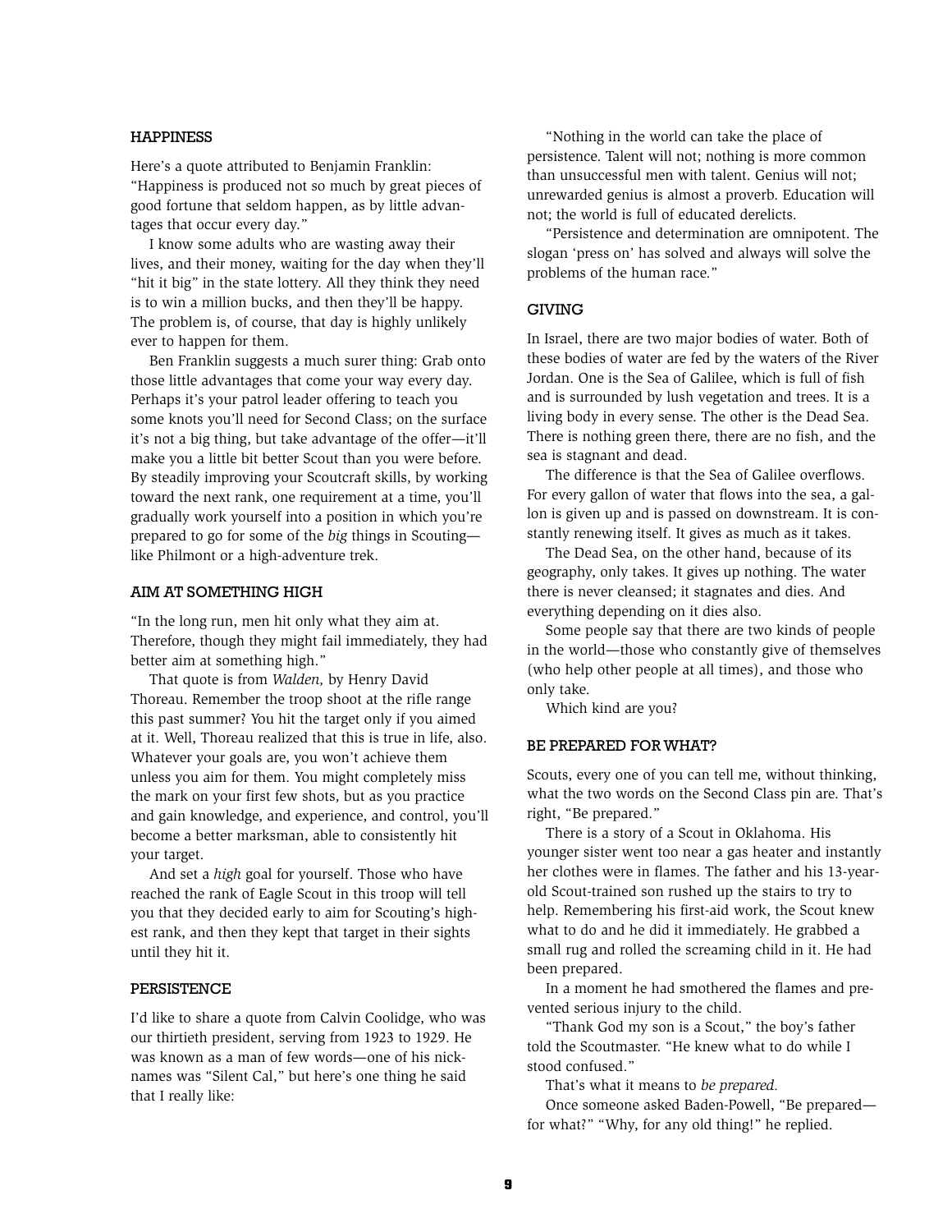## HAPPINESS

Here's a quote attributed to Benjamin Franklin: "Happiness is produced not so much by great pieces of good fortune that seldom happen, as by little advantages that occur every day."

I know some adults who are wasting away their lives, and their money, waiting for the day when they'll "hit it big" in the state lottery. All they think they need is to win a million bucks, and then they'll be happy. The problem is, of course, that day is highly unlikely ever to happen for them.

Ben Franklin suggests a much surer thing: Grab onto those little advantages that come your way every day. Perhaps it's your patrol leader offering to teach you some knots you'll need for Second Class; on the surface it's not a big thing, but take advantage of the offer—it'll make you a little bit better Scout than you were before. By steadily improving your Scoutcraft skills, by working toward the next rank, one requirement at a time, you'll gradually work yourself into a position in which you're prepared to go for some of the *big* things in Scouting—like Philmont or a high-adventure trek.

## AIM AT SOMETHING HIGH

"In the long run, men hit only what they aim at. Therefore, though they might fail immediately, they had better aim at something high."

That quote is from *Walden,* by Henry David Thoreau. Remember the troop shoot at the rifle range this past summer? You hit the target only if you aimed at it. Well, Thoreau realized that this is true in life, also. Whatever your goals are, you won't achieve them unless you aim for them. You might completely miss the mark on your first few shots, but as you practice and gain knowledge, and experience, and control, you'll become a better marksman, able to consistently hit your target.

And set a *high* goal for yourself. Those who have reached the rank of Eagle Scout in this troop will tell you that they decided early to aim for Scouting's highest rank, and then they kept that target in their sights until they hit it.

## PERSISTENCE

I'd like to share a quote from Calvin Coolidge, who was our thirtieth president, serving from 1923 to 1929. He was known as a man of few words—one of his nicknames was "Silent Cal," but here's one thing he said that I really like:

"Nothing in the world can take the place of persistence. Talent will not; nothing is more common than unsuccessful men with talent. Genius will not; unrewarded genius is almost a proverb. Education will not; the world is full of educated derelicts.

"Persistence and determination are omnipotent. The slogan 'press on' has solved and always will solve the problems of the human race."

## GIVING

In Israel, there are two major bodies of water. Both of these bodies of water are fed by the waters of the River Jordan. One is the Sea of Galilee, which is full of fish and is surrounded by lush vegetation and trees. It is a living body in every sense. The other is the Dead Sea. There is nothing green there, there are no fish, and the sea is stagnant and dead.

The difference is that the Sea of Galilee overflows. For every gallon of water that flows into the sea, a gallon is given up and is passed on downstream. It is constantly renewing itself. It gives as much as it takes.

The Dead Sea, on the other hand, because of its geography, only takes. It gives up nothing. The water there is never cleansed; it stagnates and dies. And everything depending on it dies also.

Some people say that there are two kinds of people in the world—those who constantly give of themselves (who help other people at all times), and those who only take.

Which kind are you?

## BE PREPARED FOR WHAT?

Scouts, every one of you can tell me, without thinking, what the two words on the Second Class pin are. That's right, "Be prepared."

There is a story of a Scout in Oklahoma. His younger sister went too near a gas heater and instantly her clothes were in flames. The father and his 13-year-old Scout-trained son rushed up the stairs to try to help. Remembering his first-aid work, the Scout knew what to do and he did it immediately. He grabbed a small rug and rolled the screaming child in it. He had been prepared.

In a moment he had smothered the flames and prevented serious injury to the child.

"Thank God my son is a Scout," the boy's father told the Scoutmaster. "He knew what to do while I stood confused."

That's what it means to *be prepared.*

Once someone asked Baden-Powell, "Be prepared—for what?" "Why, for any old thing!" he replied.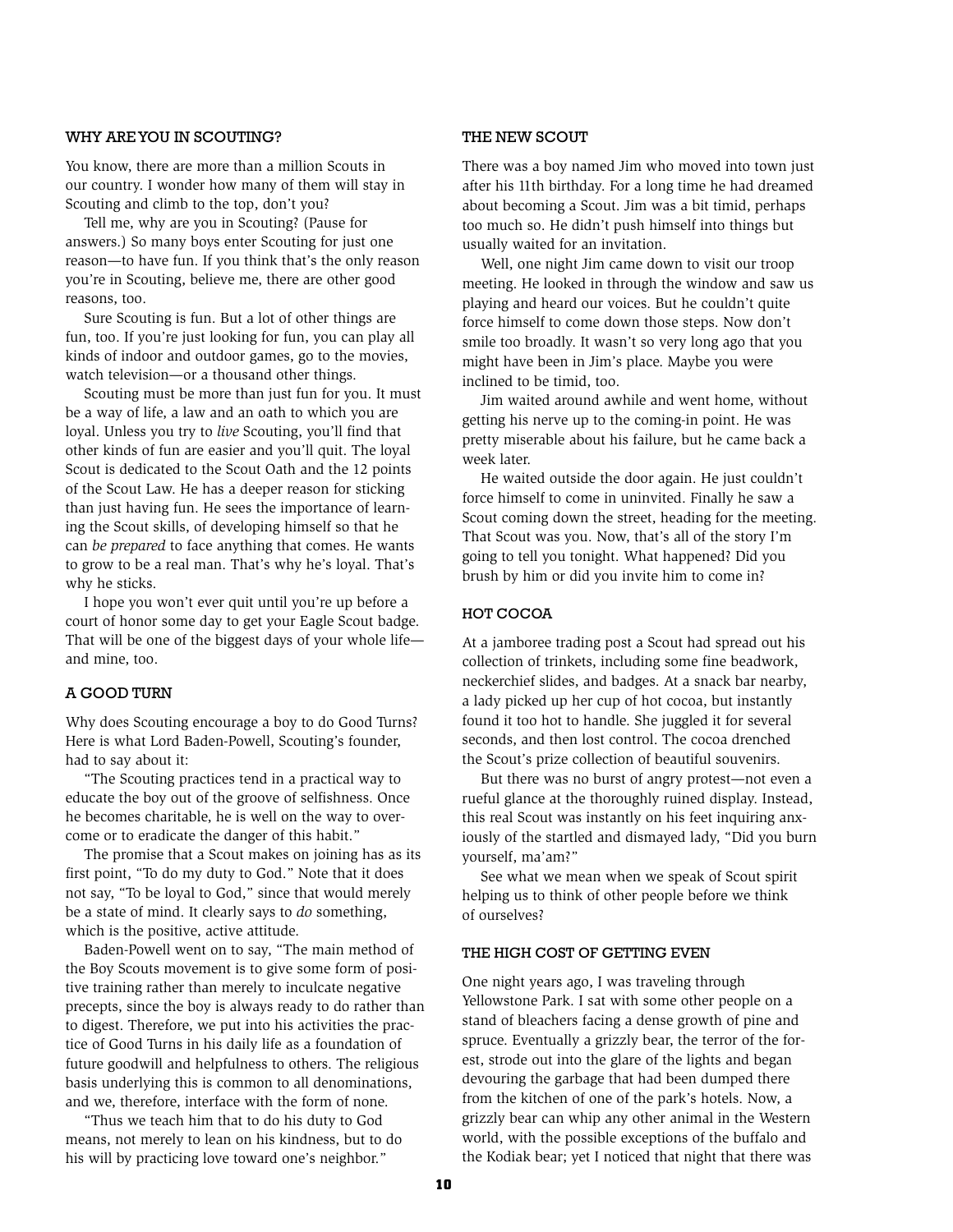### WHY ARE YOU IN SCOUTING?

You know, there are more than a million Scouts in our country. I wonder how many of them will stay in Scouting and climb to the top, don't you?

Tell me, why are you in Scouting? (Pause for answers.) So many boys enter Scouting for just one reason—to have fun. If you think that's the only reason you're in Scouting, believe me, there are other good reasons, too.

Sure Scouting is fun. But a lot of other things are fun, too. If you're just looking for fun, you can play all kinds of indoor and outdoor games, go to the movies, watch television—or a thousand other things.

Scouting must be more than just fun for you. It must be a way of life, a law and an oath to which you are loyal. Unless you try to *live* Scouting, you'll find that other kinds of fun are easier and you'll quit. The loyal Scout is dedicated to the Scout Oath and the 12 points of the Scout Law. He has a deeper reason for sticking than just having fun. He sees the importance of learning the Scout skills, of developing himself so that he can *be prepared* to face anything that comes. He wants to grow to be a real man. That's why he's loyal. That's why he sticks.

I hope you won't ever quit until you're up before a court of honor some day to get your Eagle Scout badge. That will be one of the biggest days of your whole life—and mine, too.

### A GOOD TURN

Why does Scouting encourage a boy to do Good Turns? Here is what Lord Baden-Powell, Scouting's founder, had to say about it:

"The Scouting practices tend in a practical way to educate the boy out of the groove of selfishness. Once he becomes charitable, he is well on the way to overcome or to eradicate the danger of this habit."

The promise that a Scout makes on joining has as its first point, "To do my duty to God." Note that it does not say, "To be loyal to God," since that would merely be a state of mind. It clearly says to *do* something, which is the positive, active attitude.

Baden-Powell went on to say, "The main method of the Boy Scouts movement is to give some form of positive training rather than merely to inculcate negative precepts, since the boy is always ready to do rather than to digest. Therefore, we put into his activities the practice of Good Turns in his daily life as a foundation of future goodwill and helpfulness to others. The religious basis underlying this is common to all denominations, and we, therefore, interface with the form of none.

"Thus we teach him that to do his duty to God means, not merely to lean on his kindness, but to do his will by practicing love toward one's neighbor."

### THE NEW SCOUT

There was a boy named Jim who moved into town just after his 11th birthday. For a long time he had dreamed about becoming a Scout. Jim was a bit timid, perhaps too much so. He didn't push himself into things but usually waited for an invitation.

Well, one night Jim came down to visit our troop meeting. He looked in through the window and saw us playing and heard our voices. But he couldn't quite force himself to come down those steps. Now don't smile too broadly. It wasn't so very long ago that you might have been in Jim's place. Maybe you were inclined to be timid, too.

Jim waited around awhile and went home, without getting his nerve up to the coming-in point. He was pretty miserable about his failure, but he came back a week later.

He waited outside the door again. He just couldn't force himself to come in uninvited. Finally he saw a Scout coming down the street, heading for the meeting. That Scout was you. Now, that's all of the story I'm going to tell you tonight. What happened? Did you brush by him or did you invite him to come in?

### HOT COCOA

At a jamboree trading post a Scout had spread out his collection of trinkets, including some fine beadwork, neckerchief slides, and badges. At a snack bar nearby, a lady picked up her cup of hot cocoa, but instantly found it too hot to handle. She juggled it for several seconds, and then lost control. The cocoa drenched the Scout's prize collection of beautiful souvenirs.

But there was no burst of angry protest—not even a rueful glance at the thoroughly ruined display. Instead, this real Scout was instantly on his feet inquiring anxiously of the startled and dismayed lady, "Did you burn yourself, ma'am?"

See what we mean when we speak of Scout spirit helping us to think of other people before we think of ourselves?

### THE HIGH COST OF GETTING EVEN

One night years ago, I was traveling through Yellowstone Park. I sat with some other people on a stand of bleachers facing a dense growth of pine and spruce. Eventually a grizzly bear, the terror of the forest, strode out into the glare of the lights and began devouring the garbage that had been dumped there from the kitchen of one of the park's hotels. Now, a grizzly bear can whip any other animal in the Western world, with the possible exceptions of the buffalo and the Kodiak bear; yet I noticed that night that there was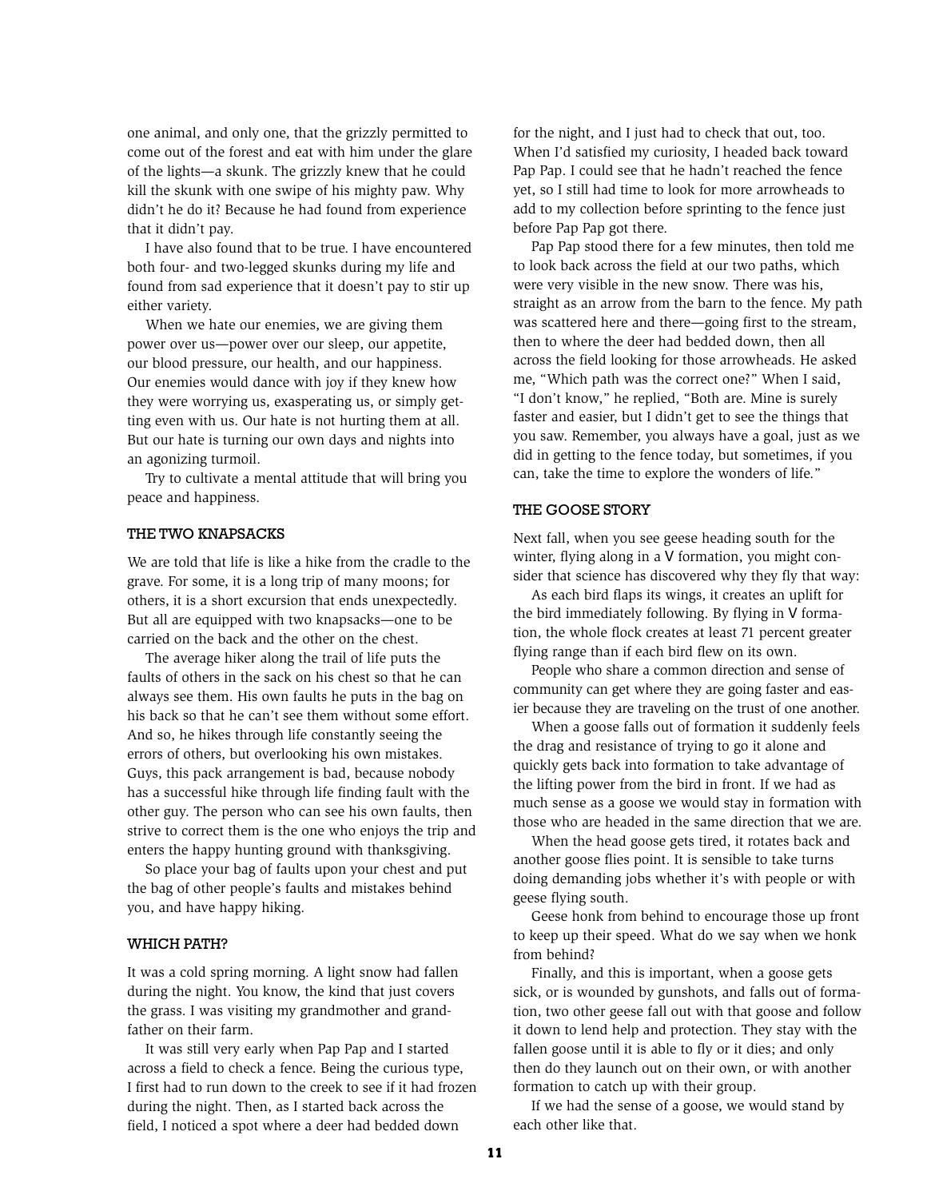one animal, and only one, that the grizzly permitted to come out of the forest and eat with him under the glare of the lights—a skunk. The grizzly knew that he could kill the skunk with one swipe of his mighty paw. Why didn't he do it? Because he had found from experience that it didn't pay.

I have also found that to be true. I have encountered both four- and two-legged skunks during my life and found from sad experience that it doesn't pay to stir up either variety.

When we hate our enemies, we are giving them power over us—power over our sleep, our appetite, our blood pressure, our health, and our happiness. Our enemies would dance with joy if they knew how they were worrying us, exasperating us, or simply getting even with us. Our hate is not hurting them at all. But our hate is turning our own days and nights into an agonizing turmoil.

Try to cultivate a mental attitude that will bring you peace and happiness.

### THE TWO KNAPSACKS

We are told that life is like a hike from the cradle to the grave. For some, it is a long trip of many moons; for others, it is a short excursion that ends unexpectedly. But all are equipped with two knapsacks—one to be carried on the back and the other on the chest.

The average hiker along the trail of life puts the faults of others in the sack on his chest so that he can always see them. His own faults he puts in the bag on his back so that he can't see them without some effort. And so, he hikes through life constantly seeing the errors of others, but overlooking his own mistakes. Guys, this pack arrangement is bad, because nobody has a successful hike through life finding fault with the other guy. The person who can see his own faults, then strive to correct them is the one who enjoys the trip and enters the happy hunting ground with thanksgiving.

So place your bag of faults upon your chest and put the bag of other people's faults and mistakes behind you, and have happy hiking.

### WHICH PATH?

It was a cold spring morning. A light snow had fallen during the night. You know, the kind that just covers the grass. I was visiting my grandmother and grandfather on their farm.

It was still very early when Pap Pap and I started across a field to check a fence. Being the curious type, I first had to run down to the creek to see if it had frozen during the night. Then, as I started back across the field, I noticed a spot where a deer had bedded down for the night, and I just had to check that out, too. When I'd satisfied my curiosity, I headed back toward Pap Pap. I could see that he hadn't reached the fence yet, so I still had time to look for more arrowheads to add to my collection before sprinting to the fence just before Pap Pap got there.

Pap Pap stood there for a few minutes, then told me to look back across the field at our two paths, which were very visible in the new snow. There was his, straight as an arrow from the barn to the fence. My path was scattered here and there—going first to the stream, then to where the deer had bedded down, then all across the field looking for those arrowheads. He asked me, "Which path was the correct one?" When I said, "I don't know," he replied, "Both are. Mine is surely faster and easier, but I didn't get to see the things that you saw. Remember, you always have a goal, just as we did in getting to the fence today, but sometimes, if you can, take the time to explore the wonders of life."

### THE GOOSE STORY

Next fall, when you see geese heading south for the winter, flying along in a V formation, you might consider that science has discovered why they fly that way:

As each bird flaps its wings, it creates an uplift for the bird immediately following. By flying in V formation, the whole flock creates at least 71 percent greater flying range than if each bird flew on its own.

People who share a common direction and sense of community can get where they are going faster and easier because they are traveling on the trust of one another.

When a goose falls out of formation it suddenly feels the drag and resistance of trying to go it alone and quickly gets back into formation to take advantage of the lifting power from the bird in front. If we had as much sense as a goose we would stay in formation with those who are headed in the same direction that we are.

When the head goose gets tired, it rotates back and another goose flies point. It is sensible to take turns doing demanding jobs whether it's with people or with geese flying south.

Geese honk from behind to encourage those up front to keep up their speed. What do we say when we honk from behind?

Finally, and this is important, when a goose gets sick, or is wounded by gunshots, and falls out of formation, two other geese fall out with that goose and follow it down to lend help and protection. They stay with the fallen goose until it is able to fly or it dies; and only then do they launch out on their own, or with another formation to catch up with their group.

If we had the sense of a goose, we would stand by each other like that.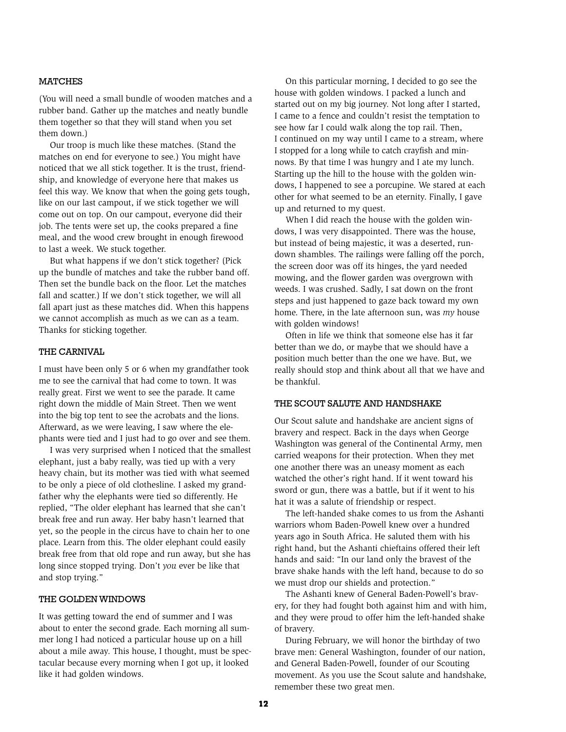## MATCHES

(You will need a small bundle of wooden matches and a rubber band. Gather up the matches and neatly bundle them together so that they will stand when you set them down.)

Our troop is much like these matches. (Stand the matches on end for everyone to see.) You might have noticed that we all stick together. It is the trust, friendship, and knowledge of everyone here that makes us feel this way. We know that when the going gets tough, like on our last campout, if we stick together we will come out on top. On our campout, everyone did their job. The tents were set up, the cooks prepared a fine meal, and the wood crew brought in enough firewood to last a week. We stuck together.

But what happens if we don't stick together? (Pick up the bundle of matches and take the rubber band off. Then set the bundle back on the floor. Let the matches fall and scatter.) If we don't stick together, we will all fall apart just as these matches did. When this happens we cannot accomplish as much as we can as a team. Thanks for sticking together.

## THE CARNIVAL

I must have been only 5 or 6 when my grandfather took me to see the carnival that had come to town. It was really great. First we went to see the parade. It came right down the middle of Main Street. Then we went into the big top tent to see the acrobats and the lions. Afterward, as we were leaving, I saw where the elephants were tied and I just had to go over and see them.

I was very surprised when I noticed that the smallest elephant, just a baby really, was tied up with a very heavy chain, but its mother was tied with what seemed to be only a piece of old clothesline. I asked my grandfather why the elephants were tied so differently. He replied, "The older elephant has learned that she can't break free and run away. Her baby hasn't learned that yet, so the people in the circus have to chain her to one place. Learn from this. The older elephant could easily break free from that old rope and run away, but she has long since stopped trying. Don't *you* ever be like that and stop trying."

## THE GOLDEN WINDOWS

It was getting toward the end of summer and I was about to enter the second grade. Each morning all summer long I had noticed a particular house up on a hill about a mile away. This house, I thought, must be spectacular because every morning when I got up, it looked like it had golden windows.

On this particular morning, I decided to go see the house with golden windows. I packed a lunch and started out on my big journey. Not long after I started, I came to a fence and couldn't resist the temptation to see how far I could walk along the top rail. Then, I continued on my way until I came to a stream, where I stopped for a long while to catch crayfish and minnows. By that time I was hungry and I ate my lunch. Starting up the hill to the house with the golden windows, I happened to see a porcupine. We stared at each other for what seemed to be an eternity. Finally, I gave up and returned to my quest.

When I did reach the house with the golden windows, I was very disappointed. There was the house, but instead of being majestic, it was a deserted, rundown shambles. The railings were falling off the porch, the screen door was off its hinges, the yard needed mowing, and the flower garden was overgrown with weeds. I was crushed. Sadly, I sat down on the front steps and just happened to gaze back toward my own home. There, in the late afternoon sun, was *my* house with golden windows!

Often in life we think that someone else has it far better than we do, or maybe that we should have a position much better than the one we have. But, we really should stop and think about all that we have and be thankful.

## THE SCOUT SALUTE AND HANDSHAKE

Our Scout salute and handshake are ancient signs of bravery and respect. Back in the days when George Washington was general of the Continental Army, men carried weapons for their protection. When they met one another there was an uneasy moment as each watched the other's right hand. If it went toward his sword or gun, there was a battle, but if it went to his hat it was a salute of friendship or respect.

The left-handed shake comes to us from the Ashanti warriors whom Baden-Powell knew over a hundred years ago in South Africa. He saluted them with his right hand, but the Ashanti chieftains offered their left hands and said: "In our land only the bravest of the brave shake hands with the left hand, because to do so we must drop our shields and protection."

The Ashanti knew of General Baden-Powell's bravery, for they had fought both against him and with him, and they were proud to offer him the left-handed shake of bravery.

During February, we will honor the birthday of two brave men: General Washington, founder of our nation, and General Baden-Powell, founder of our Scouting movement. As you use the Scout salute and handshake, remember these two great men.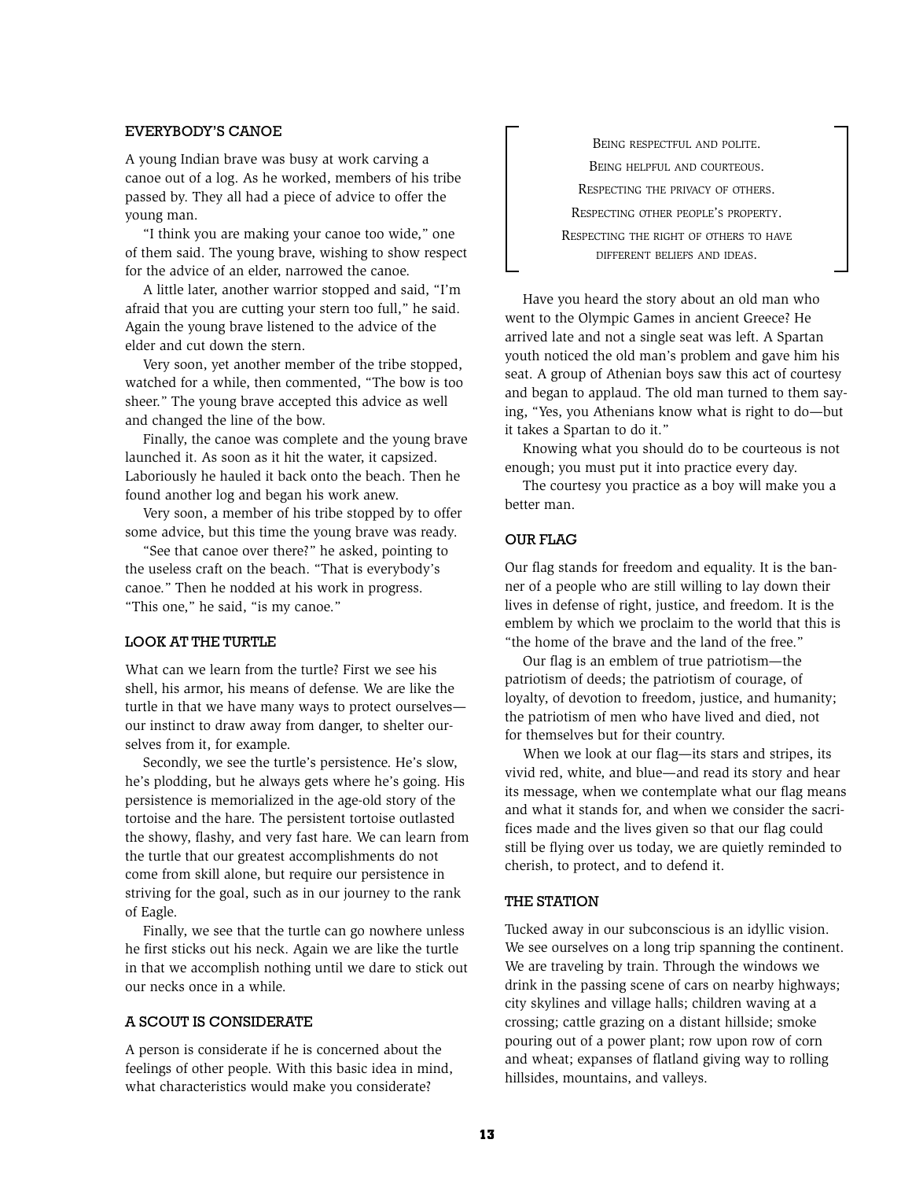## EVERYBODY'S CANOE

A young Indian brave was busy at work carving a canoe out of a log. As he worked, members of his tribe passed by. They all had a piece of advice to offer the young man.

"I think you are making your canoe too wide," one of them said. The young brave, wishing to show respect for the advice of an elder, narrowed the canoe.

A little later, another warrior stopped and said, "I'm afraid that you are cutting your stern too full," he said. Again the young brave listened to the advice of the elder and cut down the stern.

Very soon, yet another member of the tribe stopped, watched for a while, then commented, "The bow is too sheer." The young brave accepted this advice as well and changed the line of the bow.

Finally, the canoe was complete and the young brave launched it. As soon as it hit the water, it capsized. Laboriously he hauled it back onto the beach. Then he found another log and began his work anew.

Very soon, a member of his tribe stopped by to offer some advice, but this time the young brave was ready.

"See that canoe over there?" he asked, pointing to the useless craft on the beach. "That is everybody's canoe." Then he nodded at his work in progress. "This one," he said, "is my canoe."

## LOOK AT THE TURTLE

What can we learn from the turtle? First we see his shell, his armor, his means of defense. We are like the turtle in that we have many ways to protect ourselves—our instinct to draw away from danger, to shelter ourselves from it, for example.

Secondly, we see the turtle's persistence. He's slow, he's plodding, but he always gets where he's going. His persistence is memorialized in the age-old story of the tortoise and the hare. The persistent tortoise outlasted the showy, flashy, and very fast hare. We can learn from the turtle that our greatest accomplishments do not come from skill alone, but require our persistence in striving for the goal, such as in our journey to the rank of Eagle.

Finally, we see that the turtle can go nowhere unless he first sticks out his neck. Again we are like the turtle in that we accomplish nothing until we dare to stick out our necks once in a while.

## A SCOUT IS CONSIDERATE

A person is considerate if he is concerned about the feelings of other people. With this basic idea in mind, what characteristics would make you considerate?

> Being respectful and polite.
> Being helpful and courteous.
> Respecting the privacy of others.
> Respecting other people's property.
> Respecting the right of others to have different beliefs and ideas.

Have you heard the story about an old man who went to the Olympic Games in ancient Greece? He arrived late and not a single seat was left. A Spartan youth noticed the old man's problem and gave him his seat. A group of Athenian boys saw this act of courtesy and began to applaud. The old man turned to them saying, "Yes, you Athenians know what is right to do—but it takes a Spartan to do it."

Knowing what you should do to be courteous is not enough; you must put it into practice every day.

The courtesy you practice as a boy will make you a better man.

## OUR FLAG

Our flag stands for freedom and equality. It is the banner of a people who are still willing to lay down their lives in defense of right, justice, and freedom. It is the emblem by which we proclaim to the world that this is "the home of the brave and the land of the free."

Our flag is an emblem of true patriotism—the patriotism of deeds; the patriotism of courage, of loyalty, of devotion to freedom, justice, and humanity; the patriotism of men who have lived and died, not for themselves but for their country.

When we look at our flag—its stars and stripes, its vivid red, white, and blue—and read its story and hear its message, when we contemplate what our flag means and what it stands for, and when we consider the sacrifices made and the lives given so that our flag could still be flying over us today, we are quietly reminded to cherish, to protect, and to defend it.

## THE STATION

Tucked away in our subconscious is an idyllic vision. We see ourselves on a long trip spanning the continent. We are traveling by train. Through the windows we drink in the passing scene of cars on nearby highways; city skylines and village halls; children waving at a crossing; cattle grazing on a distant hillside; smoke pouring out of a power plant; row upon row of corn and wheat; expanses of flatland giving way to rolling hillsides, mountains, and valleys.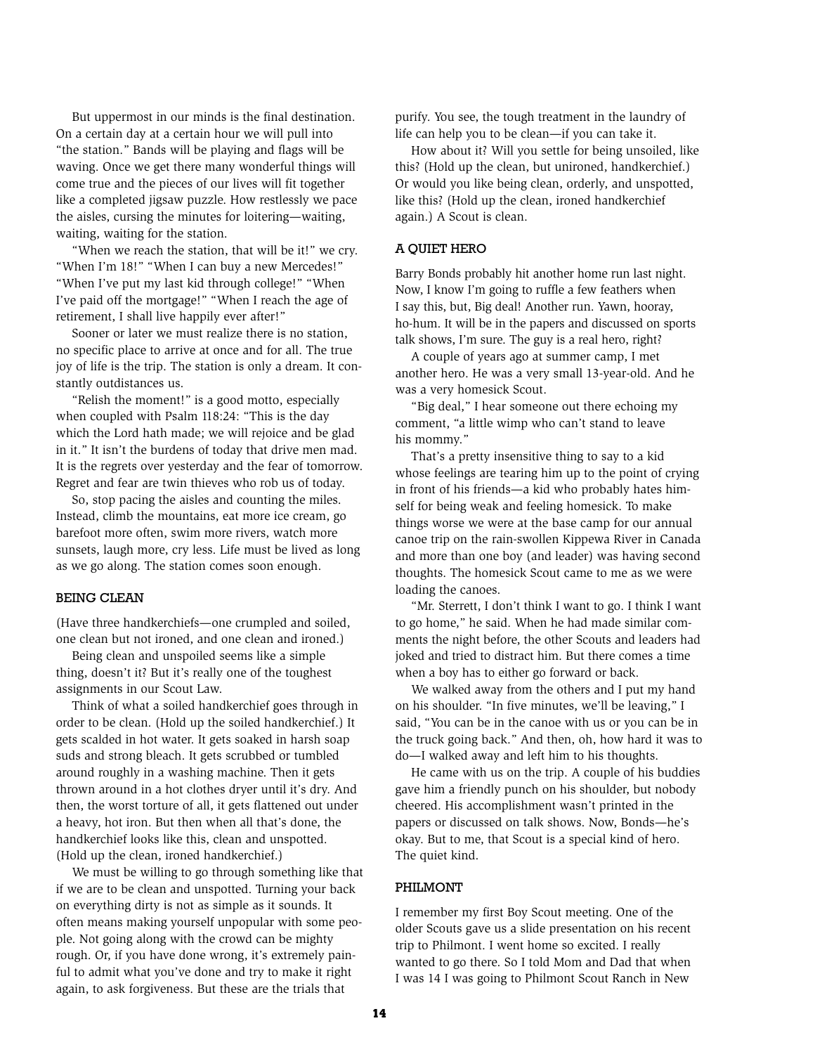But uppermost in our minds is the final destination. On a certain day at a certain hour we will pull into "the station." Bands will be playing and flags will be waving. Once we get there many wonderful things will come true and the pieces of our lives will fit together like a completed jigsaw puzzle. How restlessly we pace the aisles, cursing the minutes for loitering—waiting, waiting, waiting for the station.

"When we reach the station, that will be it!" we cry. "When I'm 18!" "When I can buy a new Mercedes!" "When I've put my last kid through college!" "When I've paid off the mortgage!" "When I reach the age of retirement, I shall live happily ever after!"

Sooner or later we must realize there is no station, no specific place to arrive at once and for all. The true joy of life is the trip. The station is only a dream. It constantly outdistances us.

"Relish the moment!" is a good motto, especially when coupled with Psalm 118:24: "This is the day which the Lord hath made; we will rejoice and be glad in it." It isn't the burdens of today that drive men mad. It is the regrets over yesterday and the fear of tomorrow. Regret and fear are twin thieves who rob us of today.

So, stop pacing the aisles and counting the miles. Instead, climb the mountains, eat more ice cream, go barefoot more often, swim more rivers, watch more sunsets, laugh more, cry less. Life must be lived as long as we go along. The station comes soon enough.

## BEING CLEAN

(Have three handkerchiefs—one crumpled and soiled, one clean but not ironed, and one clean and ironed.)

Being clean and unspoiled seems like a simple thing, doesn't it? But it's really one of the toughest assignments in our Scout Law.

Think of what a soiled handkerchief goes through in order to be clean. (Hold up the soiled handkerchief.) It gets scalded in hot water. It gets soaked in harsh soap suds and strong bleach. It gets scrubbed or tumbled around roughly in a washing machine. Then it gets thrown around in a hot clothes dryer until it's dry. And then, the worst torture of all, it gets flattened out under a heavy, hot iron. But then when all that's done, the handkerchief looks like this, clean and unspotted. (Hold up the clean, ironed handkerchief.)

We must be willing to go through something like that if we are to be clean and unspotted. Turning your back on everything dirty is not as simple as it sounds. It often means making yourself unpopular with some people. Not going along with the crowd can be mighty rough. Or, if you have done wrong, it's extremely painful to admit what you've done and try to make it right again, to ask forgiveness. But these are the trials that purify. You see, the tough treatment in the laundry of life can help you to be clean—if you can take it.

How about it? Will you settle for being unsoiled, like this? (Hold up the clean, but unironed, handkerchief.) Or would you like being clean, orderly, and unspotted, like this? (Hold up the clean, ironed handkerchief again.) A Scout is clean.

## A QUIET HERO

Barry Bonds probably hit another home run last night. Now, I know I'm going to ruffle a few feathers when I say this, but, Big deal! Another run. Yawn, hooray, ho-hum. It will be in the papers and discussed on sports talk shows, I'm sure. The guy is a real hero, right?

A couple of years ago at summer camp, I met another hero. He was a very small 13-year-old. And he was a very homesick Scout.

"Big deal," I hear someone out there echoing my comment, "a little wimp who can't stand to leave his mommy."

That's a pretty insensitive thing to say to a kid whose feelings are tearing him up to the point of crying in front of his friends—a kid who probably hates himself for being weak and feeling homesick. To make things worse we were at the base camp for our annual canoe trip on the rain-swollen Kippewa River in Canada and more than one boy (and leader) was having second thoughts. The homesick Scout came to me as we were loading the canoes.

"Mr. Sterrett, I don't think I want to go. I think I want to go home," he said. When he had made similar comments the night before, the other Scouts and leaders had joked and tried to distract him. But there comes a time when a boy has to either go forward or back.

We walked away from the others and I put my hand on his shoulder. "In five minutes, we'll be leaving," I said, "You can be in the canoe with us or you can be in the truck going back." And then, oh, how hard it was to do—I walked away and left him to his thoughts.

He came with us on the trip. A couple of his buddies gave him a friendly punch on his shoulder, but nobody cheered. His accomplishment wasn't printed in the papers or discussed on talk shows. Now, Bonds—he's okay. But to me, that Scout is a special kind of hero. The quiet kind.

## PHILMONT

I remember my first Boy Scout meeting. One of the older Scouts gave us a slide presentation on his recent trip to Philmont. I went home so excited. I really wanted to go there. So I told Mom and Dad that when I was 14 I was going to Philmont Scout Ranch in New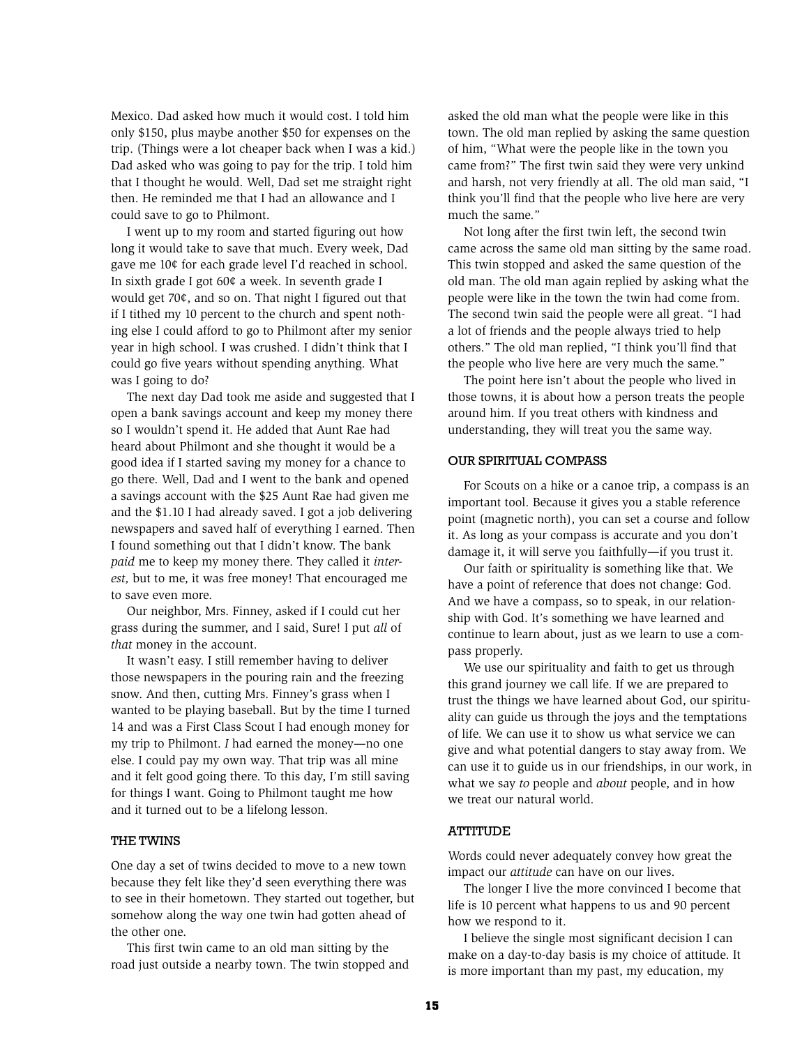Mexico. Dad asked how much it would cost. I told him only $150, plus maybe another $50 for expenses on the trip. (Things were a lot cheaper back when I was a kid.) Dad asked who was going to pay for the trip. I told him that I thought he would. Well, Dad set me straight right then. He reminded me that I had an allowance and I could save to go to Philmont.

I went up to my room and started figuring out how long it would take to save that much. Every week, Dad gave me 10¢ for each grade level I'd reached in school. In sixth grade I got 60¢ a week. In seventh grade I would get 70¢, and so on. That night I figured out that if I tithed my 10 percent to the church and spent nothing else I could afford to go to Philmont after my senior year in high school. I was crushed. I didn't think that I could go five years without spending anything. What was I going to do?

The next day Dad took me aside and suggested that I open a bank savings account and keep my money there so I wouldn't spend it. He added that Aunt Rae had heard about Philmont and she thought it would be a good idea if I started saving my money for a chance to go there. Well, Dad and I went to the bank and opened a savings account with the $25 Aunt Rae had given me and the $1.10 I had already saved. I got a job delivering newspapers and saved half of everything I earned. Then I found something out that I didn't know. The bank *paid* me to keep my money there. They called it *interest,* but to me, it was free money! That encouraged me to save even more.

Our neighbor, Mrs. Finney, asked if I could cut her grass during the summer, and I said, Sure! I put *all* of *that* money in the account.

It wasn't easy. I still remember having to deliver those newspapers in the pouring rain and the freezing snow. And then, cutting Mrs. Finney's grass when I wanted to be playing baseball. But by the time I turned 14 and was a First Class Scout I had enough money for my trip to Philmont. *I* had earned the money—no one else. I could pay my own way. That trip was all mine and it felt good going there. To this day, I'm still saving for things I want. Going to Philmont taught me how and it turned out to be a lifelong lesson.

### THE TWINS

One day a set of twins decided to move to a new town because they felt like they'd seen everything there was to see in their hometown. They started out together, but somehow along the way one twin had gotten ahead of the other one.

This first twin came to an old man sitting by the road just outside a nearby town. The twin stopped and asked the old man what the people were like in this town. The old man replied by asking the same question of him, "What were the people like in the town you came from?" The first twin said they were very unkind and harsh, not very friendly at all. The old man said, "I think you'll find that the people who live here are very much the same."

Not long after the first twin left, the second twin came across the same old man sitting by the same road. This twin stopped and asked the same question of the old man. The old man again replied by asking what the people were like in the town the twin had come from. The second twin said the people were all great. "I had a lot of friends and the people always tried to help others." The old man replied, "I think you'll find that the people who live here are very much the same."

The point here isn't about the people who lived in those towns, it is about how a person treats the people around him. If you treat others with kindness and understanding, they will treat you the same way.

### OUR SPIRITUAL COMPASS

For Scouts on a hike or a canoe trip, a compass is an important tool. Because it gives you a stable reference point (magnetic north), you can set a course and follow it. As long as your compass is accurate and you don't damage it, it will serve you faithfully—if you trust it.

Our faith or spirituality is something like that. We have a point of reference that does not change: God. And we have a compass, so to speak, in our relationship with God. It's something we have learned and continue to learn about, just as we learn to use a compass properly.

We use our spirituality and faith to get us through this grand journey we call life. If we are prepared to trust the things we have learned about God, our spirituality can guide us through the joys and the temptations of life. We can use it to show us what service we can give and what potential dangers to stay away from. We can use it to guide us in our friendships, in our work, in what we say *to* people and *about* people, and in how we treat our natural world.

### ATTITUDE

Words could never adequately convey how great the impact our *attitude* can have on our lives.

The longer I live the more convinced I become that life is 10 percent what happens to us and 90 percent how we respond to it.

I believe the single most significant decision I can make on a day-to-day basis is my choice of attitude. It is more important than my past, my education, my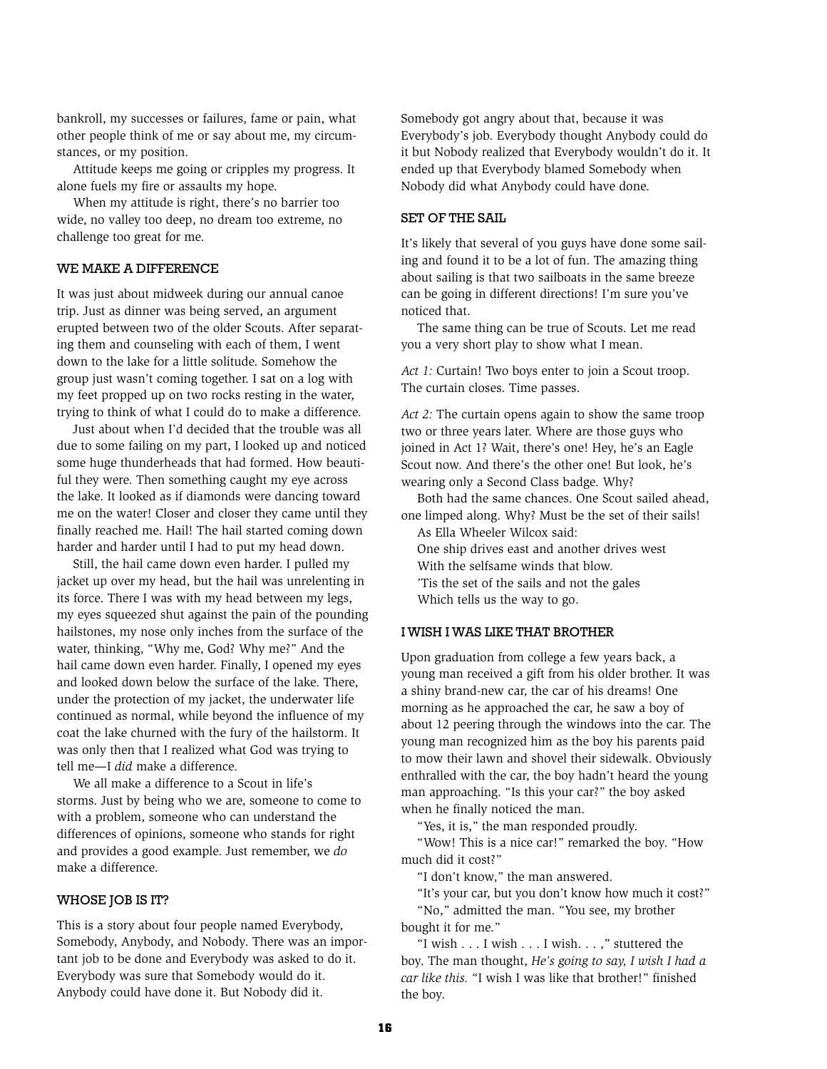bankroll, my successes or failures, fame or pain, what other people think of me or say about me, my circumstances, or my position.

Attitude keeps me going or cripples my progress. It alone fuels my fire or assaults my hope.

When my attitude is right, there's no barrier too wide, no valley too deep, no dream too extreme, no challenge too great for me.

## WE MAKE A DIFFERENCE

It was just about midweek during our annual canoe trip. Just as dinner was being served, an argument erupted between two of the older Scouts. After separating them and counseling with each of them, I went down to the lake for a little solitude. Somehow the group just wasn't coming together. I sat on a log with my feet propped up on two rocks resting in the water, trying to think of what I could do to make a difference.

Just about when I'd decided that the trouble was all due to some failing on my part, I looked up and noticed some huge thunderheads that had formed. How beautiful they were. Then something caught my eye across the lake. It looked as if diamonds were dancing toward me on the water! Closer and closer they came until they finally reached me. Hail! The hail started coming down harder and harder until I had to put my head down.

Still, the hail came down even harder. I pulled my jacket up over my head, but the hail was unrelenting in its force. There I was with my head between my legs, my eyes squeezed shut against the pain of the pounding hailstones, my nose only inches from the surface of the water, thinking, "Why me, God? Why me?" And the hail came down even harder. Finally, I opened my eyes and looked down below the surface of the lake. There, under the protection of my jacket, the underwater life continued as normal, while beyond the influence of my coat the lake churned with the fury of the hailstorm. It was only then that I realized what God was trying to tell me—I *did* make a difference.

We all make a difference to a Scout in life's storms. Just by being who we are, someone to come to with a problem, someone who can understand the differences of opinions, someone who stands for right and provides a good example. Just remember, we *do* make a difference.

## WHOSE JOB IS IT?

This is a story about four people named Everybody, Somebody, Anybody, and Nobody. There was an important job to be done and Everybody was asked to do it. Everybody was sure that Somebody would do it. Anybody could have done it. But Nobody did it. Somebody got angry about that, because it was Everybody's job. Everybody thought Anybody could do it but Nobody realized that Everybody wouldn't do it. It ended up that Everybody blamed Somebody when Nobody did what Anybody could have done.

## SET OF THE SAIL

It's likely that several of you guys have done some sailing and found it to be a lot of fun. The amazing thing about sailing is that two sailboats in the same breeze can be going in different directions! I'm sure you've noticed that.

The same thing can be true of Scouts. Let me read you a very short play to show what I mean.

*Act 1:* Curtain! Two boys enter to join a Scout troop. The curtain closes. Time passes.

*Act 2:* The curtain opens again to show the same troop two or three years later. Where are those guys who joined in Act 1? Wait, there's one! Hey, he's an Eagle Scout now. And there's the other one! But look, he's wearing only a Second Class badge. Why?

Both had the same chances. One Scout sailed ahead, one limped along. Why? Must be the set of their sails!

As Ella Wheeler Wilcox said:

One ship drives east and another drives west
With the selfsame winds that blow.
'Tis the set of the sails and not the gales
Which tells us the way to go.

## I WISH I WAS LIKE THAT BROTHER

Upon graduation from college a few years back, a young man received a gift from his older brother. It was a shiny brand-new car, the car of his dreams! One morning as he approached the car, he saw a boy of about 12 peering through the windows into the car. The young man recognized him as the boy his parents paid to mow their lawn and shovel their sidewalk. Obviously enthralled with the car, the boy hadn't heard the young man approaching. "Is this your car?" the boy asked when he finally noticed the man.

"Yes, it is," the man responded proudly.

"Wow! This is a nice car!" remarked the boy. "How much did it cost?"

"I don't know," the man answered.

"It's your car, but you don't know how much it cost?"

"No," admitted the man. "You see, my brother bought it for me."

"I wish . . . I wish . . . I wish. . . ," stuttered the boy. The man thought, *He's going to say, I wish I had a car like this.* "I wish I was like that brother!" finished the boy.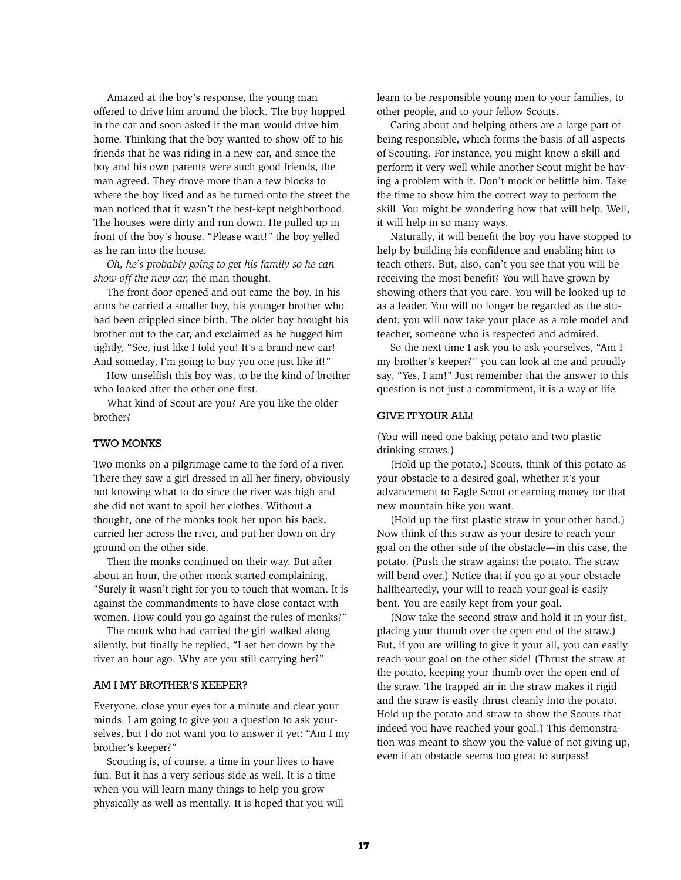Amazed at the boy's response, the young man offered to drive him around the block. The boy hopped in the car and soon asked if the man would drive him home. Thinking that the boy wanted to show off to his friends that he was riding in a new car, and since the boy and his own parents were such good friends, the man agreed. They drove more than a few blocks to where the boy lived and as he turned onto the street the man noticed that it wasn't the best-kept neighborhood. The houses were dirty and run down. He pulled up in front of the boy's house. "Please wait!" the boy yelled as he ran into the house.

*Oh, he's probably going to get his family so he can show off the new car,* the man thought.

The front door opened and out came the boy. In his arms he carried a smaller boy, his younger brother who had been crippled since birth. The older boy brought his brother out to the car, and exclaimed as he hugged him tightly, "See, just like I told you! It's a brand-new car! And someday, I'm going to buy you one just like it!"

How unselfish this boy was, to be the kind of brother who looked after the other one first.

What kind of Scout are you? Are you like the older brother?

### TWO MONKS

Two monks on a pilgrimage came to the ford of a river. There they saw a girl dressed in all her finery, obviously not knowing what to do since the river was high and she did not want to spoil her clothes. Without a thought, one of the monks took her upon his back, carried her across the river, and put her down on dry ground on the other side.

Then the monks continued on their way. But after about an hour, the other monk started complaining, "Surely it wasn't right for you to touch that woman. It is against the commandments to have close contact with women. How could you go against the rules of monks?"

The monk who had carried the girl walked along silently, but finally he replied, "I set her down by the river an hour ago. Why are you still carrying her?"

### AM I MY BROTHER'S KEEPER?

Everyone, close your eyes for a minute and clear your minds. I am going to give you a question to ask yourselves, but I do not want you to answer it yet: "Am I my brother's keeper?"

Scouting is, of course, a time in your lives to have fun. But it has a very serious side as well. It is a time when you will learn many things to help you grow physically as well as mentally. It is hoped that you will learn to be responsible young men to your families, to other people, and to your fellow Scouts.

Caring about and helping others are a large part of being responsible, which forms the basis of all aspects of Scouting. For instance, you might know a skill and perform it very well while another Scout might be having a problem with it. Don't mock or belittle him. Take the time to show him the correct way to perform the skill. You might be wondering how that will help. Well, it will help in so many ways.

Naturally, it will benefit the boy you have stopped to help by building his confidence and enabling him to teach others. But, also, can't you see that you will be receiving the most benefit? You will have grown by showing others that you care. You will be looked up to as a leader. You will no longer be regarded as the student; you will now take your place as a role model and teacher, someone who is respected and admired.

So the next time I ask you to ask yourselves, "Am I my brother's keeper?" you can look at me and proudly say, "Yes, I am!" Just remember that the answer to this question is not just a commitment, it is a way of life.

### GIVE IT YOUR ALL!

(You will need one baking potato and two plastic drinking straws.)

(Hold up the potato.) Scouts, think of this potato as your obstacle to a desired goal, whether it's your advancement to Eagle Scout or earning money for that new mountain bike you want.

(Hold up the first plastic straw in your other hand.) Now think of this straw as your desire to reach your goal on the other side of the obstacle—in this case, the potato. (Push the straw against the potato. The straw will bend over.) Notice that if you go at your obstacle halfheartedly, your will to reach your goal is easily bent. You are easily kept from your goal.

(Now take the second straw and hold it in your fist, placing your thumb over the open end of the straw.) But, if you are willing to give it your all, you can easily reach your goal on the other side! (Thrust the straw at the potato, keeping your thumb over the open end of the straw. The trapped air in the straw makes it rigid and the straw is easily thrust cleanly into the potato. Hold up the potato and straw to show the Scouts that indeed you have reached your goal.) This demonstration was meant to show you the value of not giving up, even if an obstacle seems too great to surpass!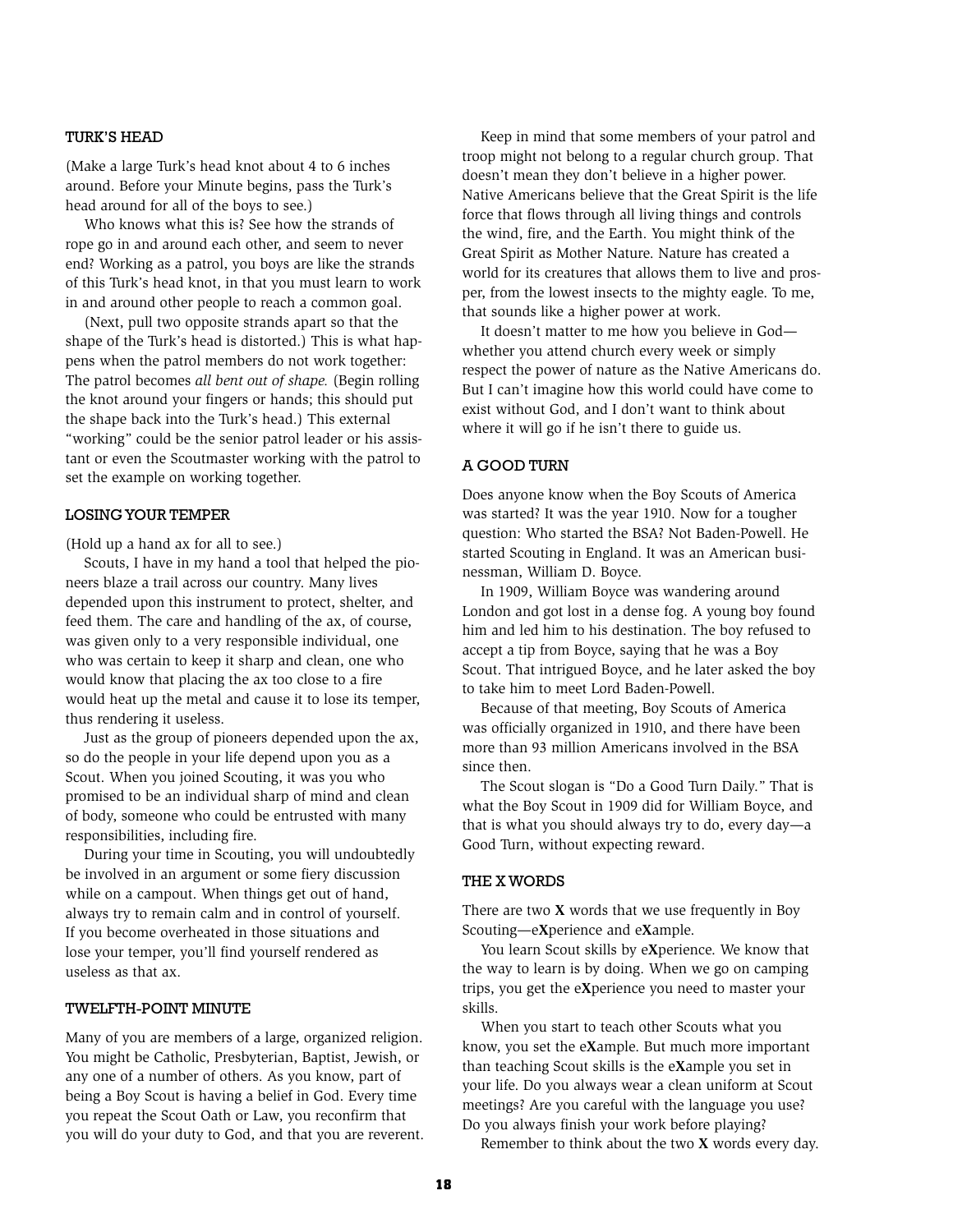## TURK'S HEAD

(Make a large Turk's head knot about 4 to 6 inches around. Before your Minute begins, pass the Turk's head around for all of the boys to see.)

Who knows what this is? See how the strands of rope go in and around each other, and seem to never end? Working as a patrol, you boys are like the strands of this Turk's head knot, in that you must learn to work in and around other people to reach a common goal.

(Next, pull two opposite strands apart so that the shape of the Turk's head is distorted.) This is what happens when the patrol members do not work together: The patrol becomes *all bent out of shape.* (Begin rolling the knot around your fingers or hands; this should put the shape back into the Turk's head.) This external "working" could be the senior patrol leader or his assistant or even the Scoutmaster working with the patrol to set the example on working together.

## LOSING YOUR TEMPER

(Hold up a hand ax for all to see.)

Scouts, I have in my hand a tool that helped the pioneers blaze a trail across our country. Many lives depended upon this instrument to protect, shelter, and feed them. The care and handling of the ax, of course, was given only to a very responsible individual, one who was certain to keep it sharp and clean, one who would know that placing the ax too close to a fire would heat up the metal and cause it to lose its temper, thus rendering it useless.

Just as the group of pioneers depended upon the ax, so do the people in your life depend upon you as a Scout. When you joined Scouting, it was you who promised to be an individual sharp of mind and clean of body, someone who could be entrusted with many responsibilities, including fire.

During your time in Scouting, you will undoubtedly be involved in an argument or some fiery discussion while on a campout. When things get out of hand, always try to remain calm and in control of yourself. If you become overheated in those situations and lose your temper, you'll find yourself rendered as useless as that ax.

## TWELFTH-POINT MINUTE

Many of you are members of a large, organized religion. You might be Catholic, Presbyterian, Baptist, Jewish, or any one of a number of others. As you know, part of being a Boy Scout is having a belief in God. Every time you repeat the Scout Oath or Law, you reconfirm that you will do your duty to God, and that you are reverent.

Keep in mind that some members of your patrol and troop might not belong to a regular church group. That doesn't mean they don't believe in a higher power. Native Americans believe that the Great Spirit is the life force that flows through all living things and controls the wind, fire, and the Earth. You might think of the Great Spirit as Mother Nature. Nature has created a world for its creatures that allows them to live and prosper, from the lowest insects to the mighty eagle. To me, that sounds like a higher power at work.

It doesn't matter to me how you believe in God—whether you attend church every week or simply respect the power of nature as the Native Americans do. But I can't imagine how this world could have come to exist without God, and I don't want to think about where it will go if he isn't there to guide us.

## A GOOD TURN

Does anyone know when the Boy Scouts of America was started? It was the year 1910. Now for a tougher question: Who started the BSA? Not Baden-Powell. He started Scouting in England. It was an American businessman, William D. Boyce.

In 1909, William Boyce was wandering around London and got lost in a dense fog. A young boy found him and led him to his destination. The boy refused to accept a tip from Boyce, saying that he was a Boy Scout. That intrigued Boyce, and he later asked the boy to take him to meet Lord Baden-Powell.

Because of that meeting, Boy Scouts of America was officially organized in 1910, and there have been more than 93 million Americans involved in the BSA since then.

The Scout slogan is "Do a Good Turn Daily." That is what the Boy Scout in 1909 did for William Boyce, and that is what you should always try to do, every day—a Good Turn, without expecting reward.

## THE X WORDS

There are two **X** words that we use frequently in Boy Scouting—e**X**perience and e**X**ample.

You learn Scout skills by e**X**perience. We know that the way to learn is by doing. When we go on camping trips, you get the e**X**perience you need to master your skills.

When you start to teach other Scouts what you know, you set the e**X**ample. But much more important than teaching Scout skills is the e**X**ample you set in your life. Do you always wear a clean uniform at Scout meetings? Are you careful with the language you use? Do you always finish your work before playing?

Remember to think about the two **X** words every day.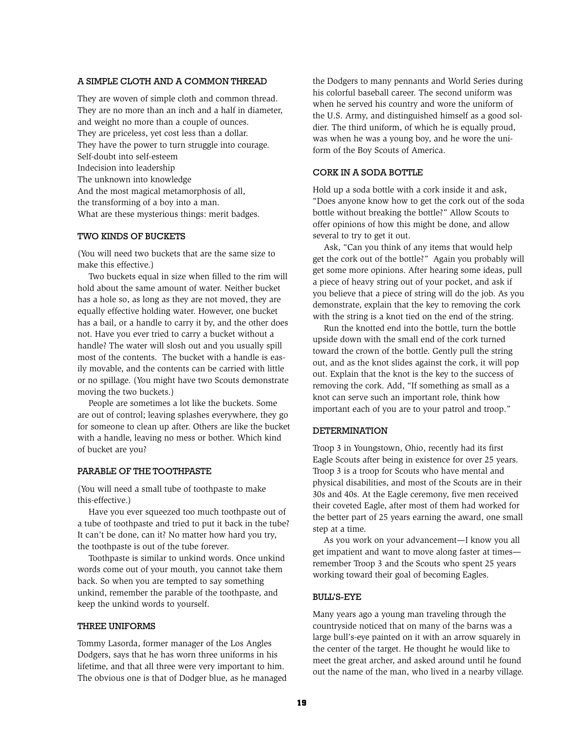### A SIMPLE CLOTH AND A COMMON THREAD

They are woven of simple cloth and common thread.
They are no more than an inch and a half in diameter,
and weight no more than a couple of ounces.
They are priceless, yet cost less than a dollar.
They have the power to turn struggle into courage.
Self-doubt into self-esteem
Indecision into leadership
The unknown into knowledge
And the most magical metamorphosis of all,
the transforming of a boy into a man.
What are these mysterious things: merit badges.

### TWO KINDS OF BUCKETS

(You will need two buckets that are the same size to make this effective.)

Two buckets equal in size when filled to the rim will hold about the same amount of water. Neither bucket has a hole so, as long as they are not moved, they are equally effective holding water. However, one bucket has a bail, or a handle to carry it by, and the other does not. Have you ever tried to carry a bucket without a handle? The water will slosh out and you usually spill most of the contents. The bucket with a handle is easily movable, and the contents can be carried with little or no spillage. (You might have two Scouts demonstrate moving the two buckets.)

People are sometimes a lot like the buckets. Some are out of control; leaving splashes everywhere, they go for someone to clean up after. Others are like the bucket with a handle, leaving no mess or bother. Which kind of bucket are you?

### PARABLE OF THE TOOTHPASTE

(You will need a small tube of toothpaste to make this-effective.)

Have you ever squeezed too much toothpaste out of a tube of toothpaste and tried to put it back in the tube? It can't be done, can it? No matter how hard you try, the toothpaste is out of the tube forever.

Toothpaste is similar to unkind words. Once unkind words come out of your mouth, you cannot take them back. So when you are tempted to say something unkind, remember the parable of the toothpaste, and keep the unkind words to yourself.

### THREE UNIFORMS

Tommy Lasorda, former manager of the Los Angles Dodgers, says that he has worn three uniforms in his lifetime, and that all three were very important to him. The obvious one is that of Dodger blue, as he managed the Dodgers to many pennants and World Series during his colorful baseball career. The second uniform was when he served his country and wore the uniform of the U.S. Army, and distinguished himself as a good soldier. The third uniform, of which he is equally proud, was when he was a young boy, and he wore the uniform of the Boy Scouts of America.

### CORK IN A SODA BOTTLE

Hold up a soda bottle with a cork inside it and ask, "Does anyone know how to get the cork out of the soda bottle without breaking the bottle?" Allow Scouts to offer opinions of how this might be done, and allow several to try to get it out.

Ask, "Can you think of any items that would help get the cork out of the bottle?" Again you probably will get some more opinions. After hearing some ideas, pull a piece of heavy string out of your pocket, and ask if you believe that a piece of string will do the job. As you demonstrate, explain that the key to removing the cork with the string is a knot tied on the end of the string.

Run the knotted end into the bottle, turn the bottle upside down with the small end of the cork turned toward the crown of the bottle. Gently pull the string out, and as the knot slides against the cork, it will pop out. Explain that the knot is the key to the success of removing the cork. Add, "If something as small as a knot can serve such an important role, think how important each of you are to your patrol and troop."

### DETERMINATION

Troop 3 in Youngstown, Ohio, recently had its first Eagle Scouts after being in existence for over 25 years. Troop 3 is a troop for Scouts who have mental and physical disabilities, and most of the Scouts are in their 30s and 40s. At the Eagle ceremony, five men received their coveted Eagle, after most of them had worked for the better part of 25 years earning the award, one small step at a time.

As you work on your advancement—I know you all get impatient and want to move along faster at times—remember Troop 3 and the Scouts who spent 25 years working toward their goal of becoming Eagles.

### BULL'S-EYE

Many years ago a young man traveling through the countryside noticed that on many of the barns was a large bull's-eye painted on it with an arrow squarely in the center of the target. He thought he would like to meet the great archer, and asked around until he found out the name of the man, who lived in a nearby village.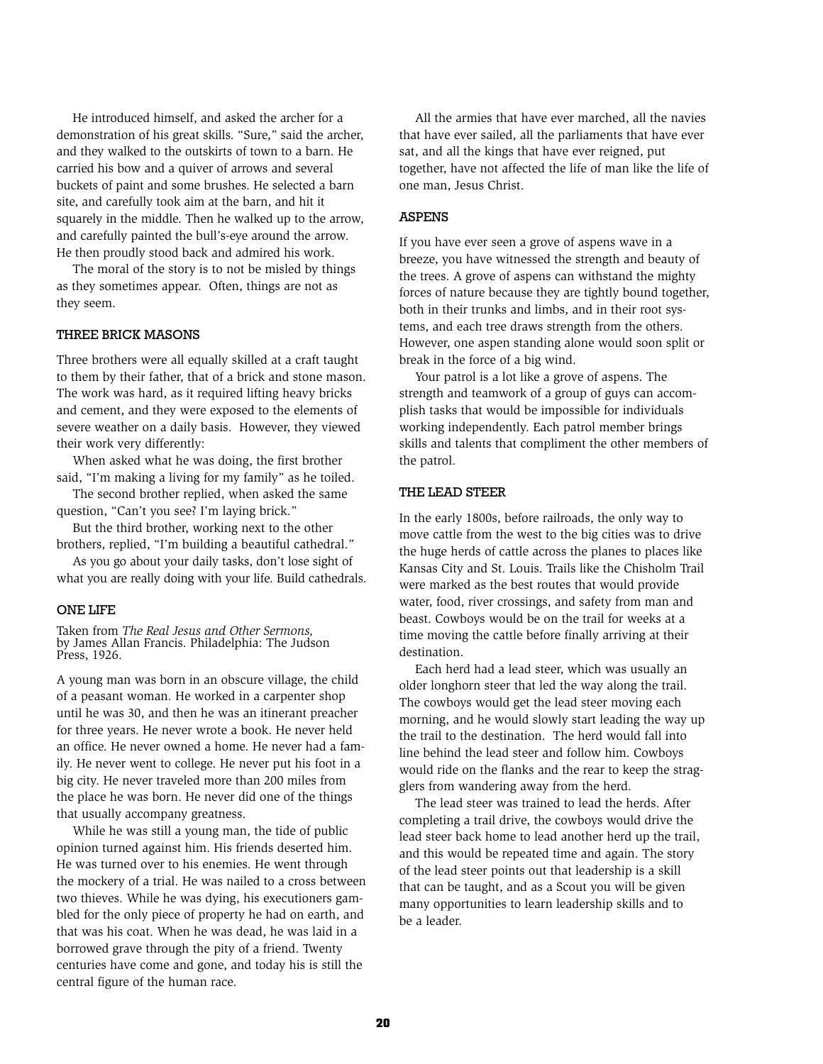He introduced himself, and asked the archer for a demonstration of his great skills. "Sure," said the archer, and they walked to the outskirts of town to a barn. He carried his bow and a quiver of arrows and several buckets of paint and some brushes. He selected a barn site, and carefully took aim at the barn, and hit it squarely in the middle. Then he walked up to the arrow, and carefully painted the bull's-eye around the arrow. He then proudly stood back and admired his work.

The moral of the story is to not be misled by things as they sometimes appear. Often, things are not as they seem.

### THREE BRICK MASONS

Three brothers were all equally skilled at a craft taught to them by their father, that of a brick and stone mason. The work was hard, as it required lifting heavy bricks and cement, and they were exposed to the elements of severe weather on a daily basis. However, they viewed their work very differently:

When asked what he was doing, the first brother said, "I'm making a living for my family" as he toiled.

The second brother replied, when asked the same question, "Can't you see? I'm laying brick."

But the third brother, working next to the other brothers, replied, "I'm building a beautiful cathedral."

As you go about your daily tasks, don't lose sight of what you are really doing with your life. Build cathedrals.

### ONE LIFE

Taken from *The Real Jesus and Other Sermons,* by James Allan Francis. Philadelphia: The Judson Press, 1926.

A young man was born in an obscure village, the child of a peasant woman. He worked in a carpenter shop until he was 30, and then he was an itinerant preacher for three years. He never wrote a book. He never held an office. He never owned a home. He never had a family. He never went to college. He never put his foot in a big city. He never traveled more than 200 miles from the place he was born. He never did one of the things that usually accompany greatness.

While he was still a young man, the tide of public opinion turned against him. His friends deserted him. He was turned over to his enemies. He went through the mockery of a trial. He was nailed to a cross between two thieves. While he was dying, his executioners gambled for the only piece of property he had on earth, and that was his coat. When he was dead, he was laid in a borrowed grave through the pity of a friend. Twenty centuries have come and gone, and today he is still the central figure of the human race.

All the armies that have ever marched, all the navies that have ever sailed, all the parliaments that have ever sat, and all the kings that have ever reigned, put together, have not affected the life of man like the life of one man, Jesus Christ.

### ASPENS

If you have ever seen a grove of aspens wave in a breeze, you have witnessed the strength and beauty of the trees. A grove of aspens can withstand the mighty forces of nature because they are tightly bound together, both in their trunks and limbs, and in their root systems, and each tree draws strength from the others. However, one aspen standing alone would soon split or break in the force of a big wind.

Your patrol is a lot like a grove of aspens. The strength and teamwork of a group of guys can accomplish tasks that would be impossible for individuals working independently. Each patrol member brings skills and talents that compliment the other members of the patrol.

### THE LEAD STEER

In the early 1800s, before railroads, the only way to move cattle from the west to the big cities was to drive the huge herds of cattle across the planes to places like Kansas City and St. Louis. Trails like the Chisholm Trail were marked as the best routes that would provide water, food, river crossings, and safety from man and beast. Cowboys would be on the trail for weeks at a time moving the cattle before finally arriving at their destination.

Each herd had a lead steer, which was usually an older longhorn steer that led the way along the trail. The cowboys would get the lead steer moving each morning, and he would slowly start leading the way up the trail to the destination. The herd would fall into line behind the lead steer and follow him. Cowboys would ride on the flanks and the rear to keep the stragglers from wandering away from the herd.

The lead steer was trained to lead the herds. After completing a trail drive, the cowboys would drive the lead steer back home to lead another herd up the trail, and this would be repeated time and again. The story of the lead steer points out that leadership is a skill that can be taught, and as a Scout you will be given many opportunities to learn leadership skills and to be a leader.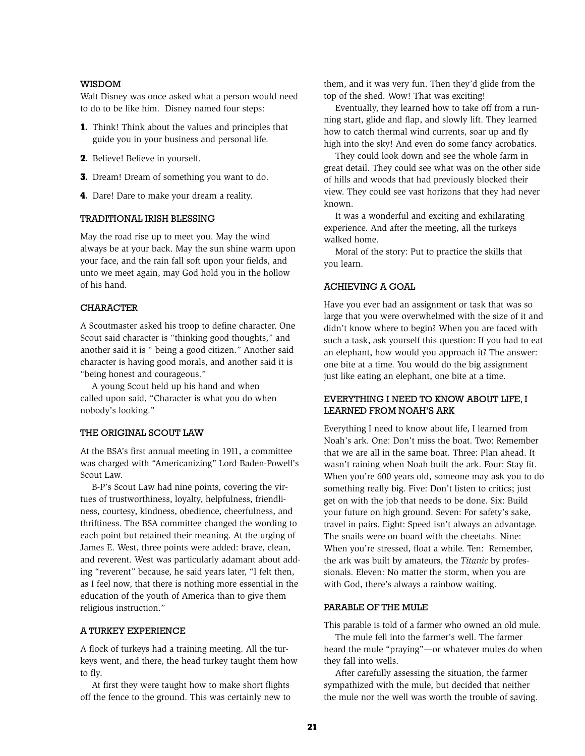## WISDOM

Walt Disney was once asked what a person would need to do to be like him. Disney named four steps:

1. Think! Think about the values and principles that guide you in your business and personal life.
2. Believe! Believe in yourself.
3. Dream! Dream of something you want to do.
4. Dare! Dare to make your dream a reality.

## TRADITIONAL IRISH BLESSING

May the road rise up to meet you. May the wind always be at your back. May the sun shine warm upon your face, and the rain fall soft upon your fields, and unto we meet again, may God hold you in the hollow of his hand.

## CHARACTER

A Scoutmaster asked his troop to define character. One Scout said character is "thinking good thoughts," and another said it is " being a good citizen." Another said character is having good morals, and another said it is "being honest and courageous."

A young Scout held up his hand and when called upon said, "Character is what you do when nobody's looking."

## THE ORIGINAL SCOUT LAW

At the BSA's first annual meeting in 1911, a committee was charged with "Americanizing" Lord Baden-Powell's Scout Law.

B-P's Scout Law had nine points, covering the virtues of trustworthiness, loyalty, helpfulness, friendliness, courtesy, kindness, obedience, cheerfulness, and thriftiness. The BSA committee changed the wording to each point but retained their meaning. At the urging of James E. West, three points were added: brave, clean, and reverent. West was particularly adamant about adding "reverent" because, he said years later, "I felt then, as I feel now, that there is nothing more essential in the education of the youth of America than to give them religious instruction."

## A TURKEY EXPERIENCE

A flock of turkeys had a training meeting. All the turkeys went, and there, the head turkey taught them how to fly.

At first they were taught how to make short flights off the fence to the ground. This was certainly new to them, and it was very fun. Then they'd glide from the top of the shed. Wow! That was exciting!

Eventually, they learned how to take off from a running start, glide and flap, and slowly lift. They learned how to catch thermal wind currents, soar up and fly high into the sky! And even do some fancy acrobatics.

They could look down and see the whole farm in great detail. They could see what was on the other side of hills and woods that had previously blocked their view. They could see vast horizons that they had never known.

It was a wonderful and exciting and exhilarating experience. And after the meeting, all the turkeys walked home.

Moral of the story: Put to practice the skills that you learn.

## ACHIEVING A GOAL

Have you ever had an assignment or task that was so large that you were overwhelmed with the size of it and didn't know where to begin? When you are faced with such a task, ask yourself this question: If you had to eat an elephant, how would you approach it? The answer: one bite at a time. You would do the big assignment just like eating an elephant, one bite at a time.

## EVERYTHING I NEED TO KNOW ABOUT LIFE, I LEARNED FROM NOAH'S ARK

Everything I need to know about life, I learned from Noah's ark. One: Don't miss the boat. Two: Remember that we are all in the same boat. Three: Plan ahead. It wasn't raining when Noah built the ark. Four: Stay fit. When you're 600 years old, someone may ask you to do something really big. Five: Don't listen to critics; just get on with the job that needs to be done. Six: Build your future on high ground. Seven: For safety's sake, travel in pairs. Eight: Speed isn't always an advantage. The snails were on board with the cheetahs. Nine: When you're stressed, float a while. Ten: Remember, the ark was built by amateurs, the *Titanic* by professionals. Eleven: No matter the storm, when you are with God, there's always a rainbow waiting.

## PARABLE OF THE MULE

This parable is told of a farmer who owned an old mule.

The mule fell into the farmer's well. The farmer heard the mule "praying"—or whatever mules do when they fall into wells.

After carefully assessing the situation, the farmer sympathized with the mule, but decided that neither the mule nor the well was worth the trouble of saving.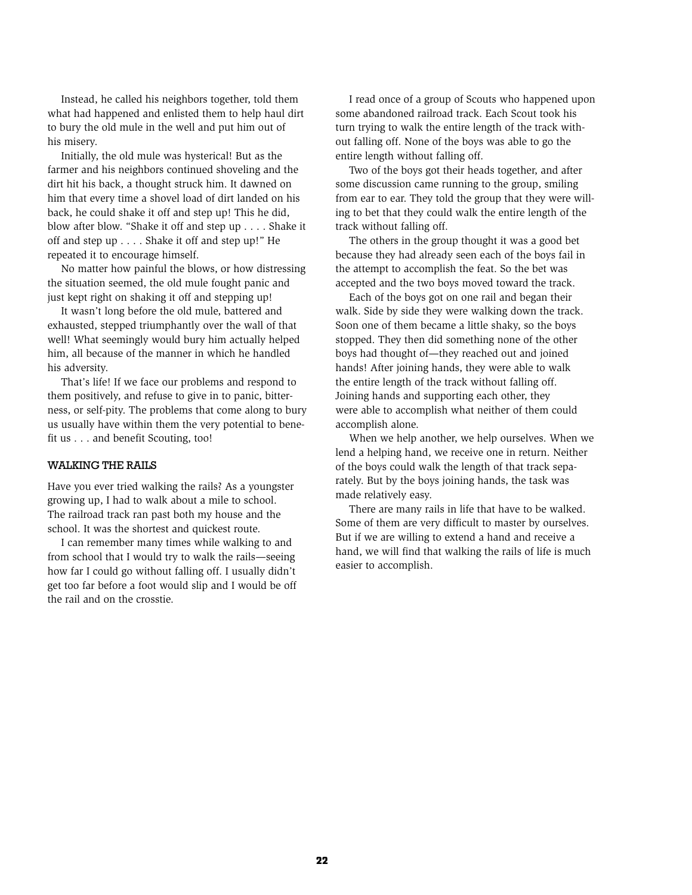Instead, he called his neighbors together, told them what had happened and enlisted them to help haul dirt to bury the old mule in the well and put him out of his misery.

Initially, the old mule was hysterical! But as the farmer and his neighbors continued shoveling and the dirt hit his back, a thought struck him. It dawned on him that every time a shovel load of dirt landed on his back, he could shake it off and step up! This he did, blow after blow. "Shake it off and step up . . . . Shake it off and step up . . . . Shake it off and step up!" He repeated it to encourage himself.

No matter how painful the blows, or how distressing the situation seemed, the old mule fought panic and just kept right on shaking it off and stepping up!

It wasn't long before the old mule, battered and exhausted, stepped triumphantly over the wall of that well! What seemingly would bury him actually helped him, all because of the manner in which he handled his adversity.

That's life! If we face our problems and respond to them positively, and refuse to give in to panic, bitterness, or self-pity. The problems that come along to bury us usually have within them the very potential to benefit us . . . and benefit Scouting, too!

### WALKING THE RAILS

Have you ever tried walking the rails? As a youngster growing up, I had to walk about a mile to school. The railroad track ran past both my house and the school. It was the shortest and quickest route.

I can remember many times while walking to and from school that I would try to walk the rails—seeing how far I could go without falling off. I usually didn't get too far before a foot would slip and I would be off the rail and on the crosstie.

I read once of a group of Scouts who happened upon some abandoned railroad track. Each Scout took his turn trying to walk the entire length of the track without falling off. None of the boys was able to go the entire length without falling off.

Two of the boys got their heads together, and after some discussion came running to the group, smiling from ear to ear. They told the group that they were willing to bet that they could walk the entire length of the track without falling off.

The others in the group thought it was a good bet because they had already seen each of the boys fail in the attempt to accomplish the feat. So the bet was accepted and the two boys moved toward the track.

Each of the boys got on one rail and began their walk. Side by side they were walking down the track. Soon one of them became a little shaky, so the boys stopped. They then did something none of the other boys had thought of—they reached out and joined hands! After joining hands, they were able to walk the entire length of the track without falling off. Joining hands and supporting each other, they were able to accomplish what neither of them could accomplish alone.

When we help another, we help ourselves. When we lend a helping hand, we receive one in return. Neither of the boys could walk the length of that track separately. But by the boys joining hands, the task was made relatively easy.

There are many rails in life that have to be walked. Some of them are very difficult to master by ourselves. But if we are willing to extend a hand and receive a hand, we will find that walking the rails of life is much easier to accomplish.